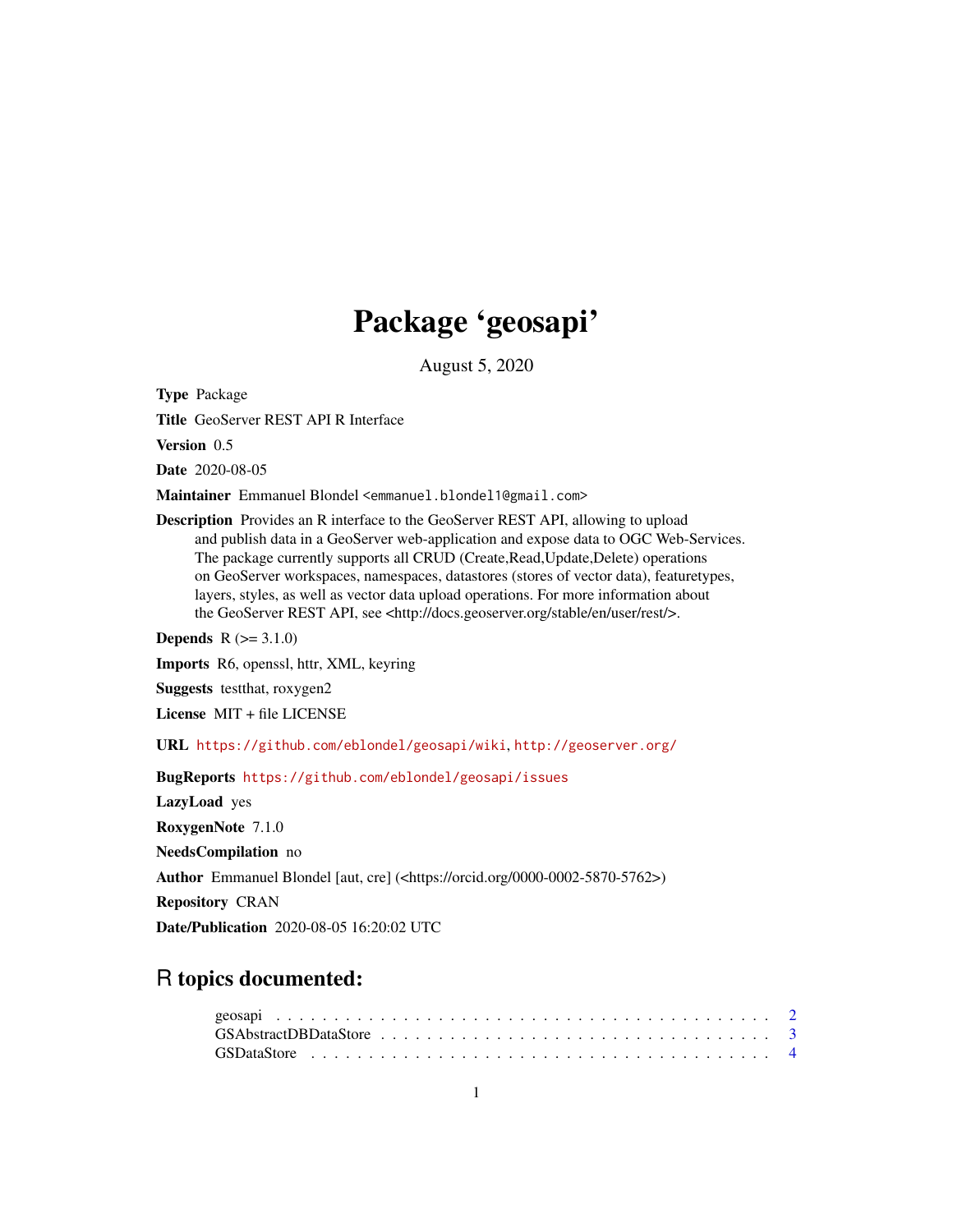# Package 'geosapi'

August 5, 2020

**Type** Package

**Title** GeoServer REST API R Interface

**Version** 0.5

**Date** 2020-08-05

**Maintainer** Emmanuel Blondel <emmanuel.blondel1@gmail.com>

**Description** Provides an R interface to the GeoServer REST API, allowing to upload and publish data in a GeoServer web-application and expose data to OGC Web-Services. The package currently supports all CRUD (Create,Read,Update,Delete) operations on GeoServer workspaces, namespaces, datastores (stores of vector data), featuretypes, layers, styles, as well as vector data upload operations. For more information about the GeoServer REST API, see <http://docs.geoserver.org/stable/en/user/rest/>.

**Depends** R (>= 3.1.0)

**Imports** R6, openssl, httr, XML, keyring

**Suggests** testthat, roxygen2

**License** MIT + file LICENSE

**URL** https://github.com/eblondel/geosapi/wiki, http://geoserver.org/

**BugReports** https://github.com/eblondel/geosapi/issues

**LazyLoad** yes

**RoxygenNote** 7.1.0

**NeedsCompilation** no

**Author** Emmanuel Blondel [aut, cre] (<https://orcid.org/0000-0002-5870-5762>)

**Repository** CRAN

**Date/Publication** 2020-08-05 16:20:02 UTC

## R topics documented:

geosapi . . . . . . . . . . . . . . . . . . . . . . . . . . . . . . . . . . . . . . . . . . 2
GSAbstractDBDataStore . . . . . . . . . . . . . . . . . . . . . . . . . . . . . . . . . . 3
GSDataStore . . . . . . . . . . . . . . . . . . . . . . . . . . . . . . . . . . . . . . . . 4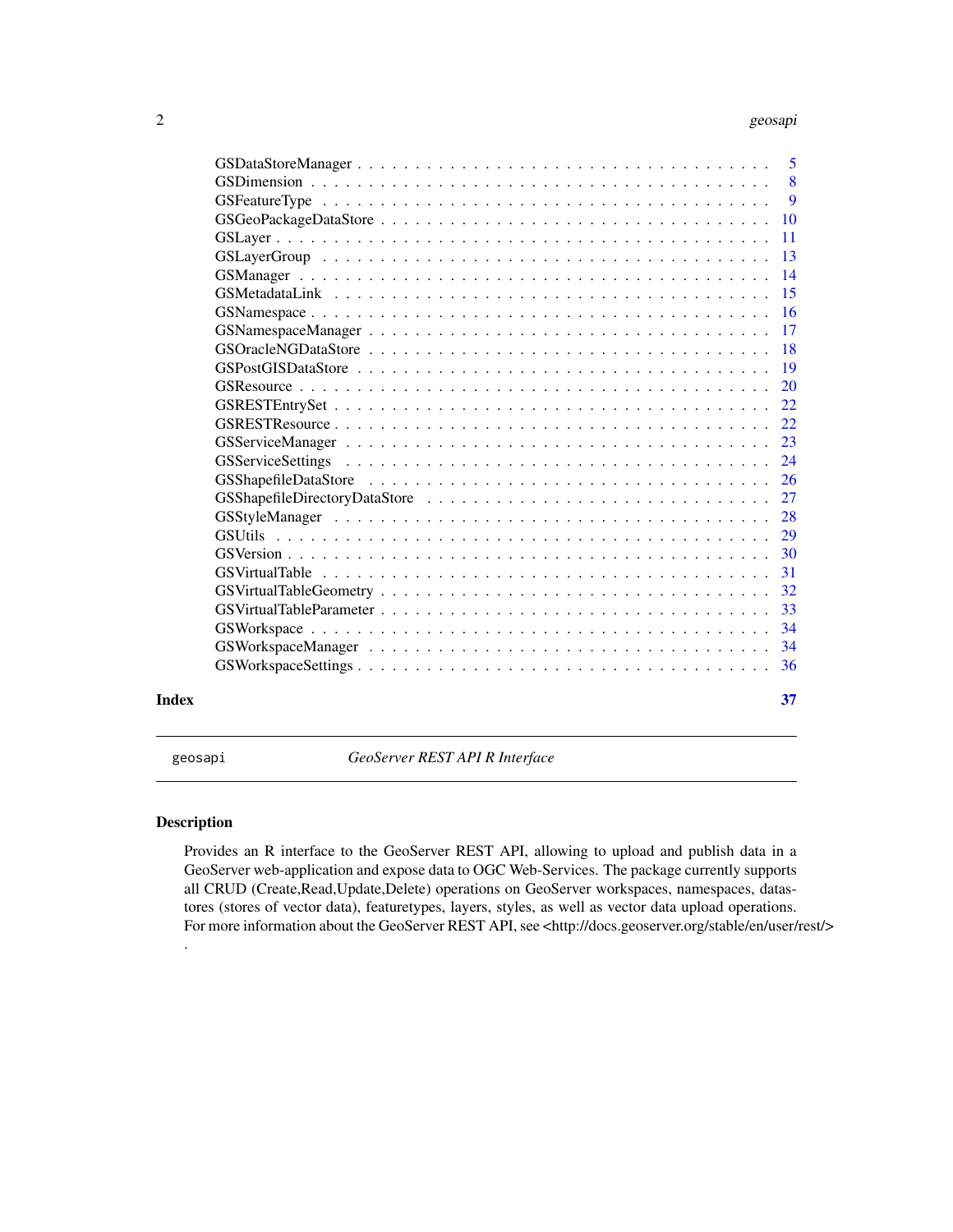GSDataStoreManager . . . . . . . . . . . . . . . . . . . . . . . . . . . . . . . . . 5
GSDimension . . . . . . . . . . . . . . . . . . . . . . . . . . . . . . . . . . . . 8
GSFeatureType . . . . . . . . . . . . . . . . . . . . . . . . . . . . . . . . . . . 9
GSGeoPackageDataStore . . . . . . . . . . . . . . . . . . . . . . . . . . . . . . . 10
GSLayer . . . . . . . . . . . . . . . . . . . . . . . . . . . . . . . . . . . . . . 11
GSLayerGroup . . . . . . . . . . . . . . . . . . . . . . . . . . . . . . . . . . . 13
GSManager . . . . . . . . . . . . . . . . . . . . . . . . . . . . . . . . . . . . . 14
GSMetadataLink . . . . . . . . . . . . . . . . . . . . . . . . . . . . . . . . . . 15
GSNamespace . . . . . . . . . . . . . . . . . . . . . . . . . . . . . . . . . . . . 16
GSNamespaceManager . . . . . . . . . . . . . . . . . . . . . . . . . . . . . . . . 17
GSOracleNGDataStore . . . . . . . . . . . . . . . . . . . . . . . . . . . . . . . . 18
GSPostGISDataStore . . . . . . . . . . . . . . . . . . . . . . . . . . . . . . . . 19
GSResource . . . . . . . . . . . . . . . . . . . . . . . . . . . . . . . . . . . . . 20
GSRESTEntrySet . . . . . . . . . . . . . . . . . . . . . . . . . . . . . . . . . . 22
GSRESTResource . . . . . . . . . . . . . . . . . . . . . . . . . . . . . . . . . . 22
GSServiceManager . . . . . . . . . . . . . . . . . . . . . . . . . . . . . . . . . 23
GSServiceSettings . . . . . . . . . . . . . . . . . . . . . . . . . . . . . . . . . 24
GSShapefileDataStore . . . . . . . . . . . . . . . . . . . . . . . . . . . . . . . 26
GSShapefileDirectoryDataStore . . . . . . . . . . . . . . . . . . . . . . . . . . . 27
GSStyleManager . . . . . . . . . . . . . . . . . . . . . . . . . . . . . . . . . . 28
GSUtils . . . . . . . . . . . . . . . . . . . . . . . . . . . . . . . . . . . . . . 29
GSVersion . . . . . . . . . . . . . . . . . . . . . . . . . . . . . . . . . . . . . 30
GSVirtualTable . . . . . . . . . . . . . . . . . . . . . . . . . . . . . . . . . . 31
GSVirtualTableGeometry . . . . . . . . . . . . . . . . . . . . . . . . . . . . . . 32
GSVirtualTableParameter . . . . . . . . . . . . . . . . . . . . . . . . . . . . . . 33
GSWorkspace . . . . . . . . . . . . . . . . . . . . . . . . . . . . . . . . . . . . 34
GSWorkspaceManager . . . . . . . . . . . . . . . . . . . . . . . . . . . . . . . . 34
GSWorkspaceSettings . . . . . . . . . . . . . . . . . . . . . . . . . . . . . . . . 36

**Index** **37**

---

`geosapi` *GeoServer REST API R Interface*

---

## Description

Provides an R interface to the GeoServer REST API, allowing to upload and publish data in a GeoServer web-application and expose data to OGC Web-Services. The package currently supports all CRUD (Create,Read,Update,Delete) operations on GeoServer workspaces, namespaces, datastores (stores of vector data), featuretypes, layers, styles, as well as vector data upload operations. For more information about the GeoServer REST API, see <http://docs.geoserver.org/stable/en/user/rest/>
.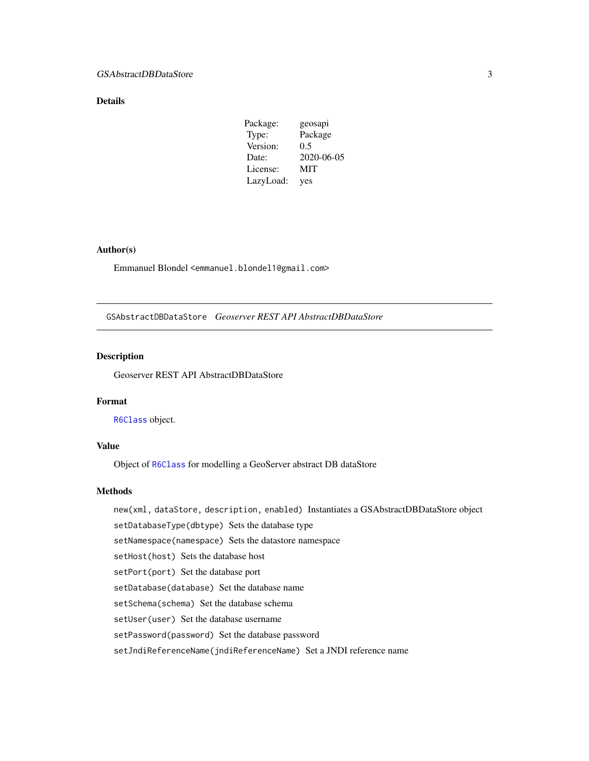## Details

| | |
|---|---|
| Package: | geosapi |
| Type: | Package |
| Version: | 0.5 |
| Date: | 2020-06-05 |
| License: | MIT |
| LazyLoad: | yes |

## Author(s)

Emmanuel Blondel <emmanuel.blondel1@gmail.com>

---

# GSAbstractDBDataStore *Geoserver REST API AbstractDBDataStore*

## Description

Geoserver REST API AbstractDBDataStore

## Format

`R6Class` object.

## Value

Object of `R6Class` for modelling a GeoServer abstract DB dataStore

## Methods

`new(xml, dataStore, description, enabled)` Instantiates a GSAbstractDBDataStore object

`setDatabaseType(dbtype)` Sets the database type

`setNamespace(namespace)` Sets the datastore namespace

`setHost(host)` Sets the database host

`setPort(port)` Set the database port

`setDatabase(database)` Set the database name

`setSchema(schema)` Set the database schema

`setUser(user)` Set the database username

`setPassword(password)` Set the database password

`setJndiReferenceName(jndiReferenceName)` Set a JNDI reference name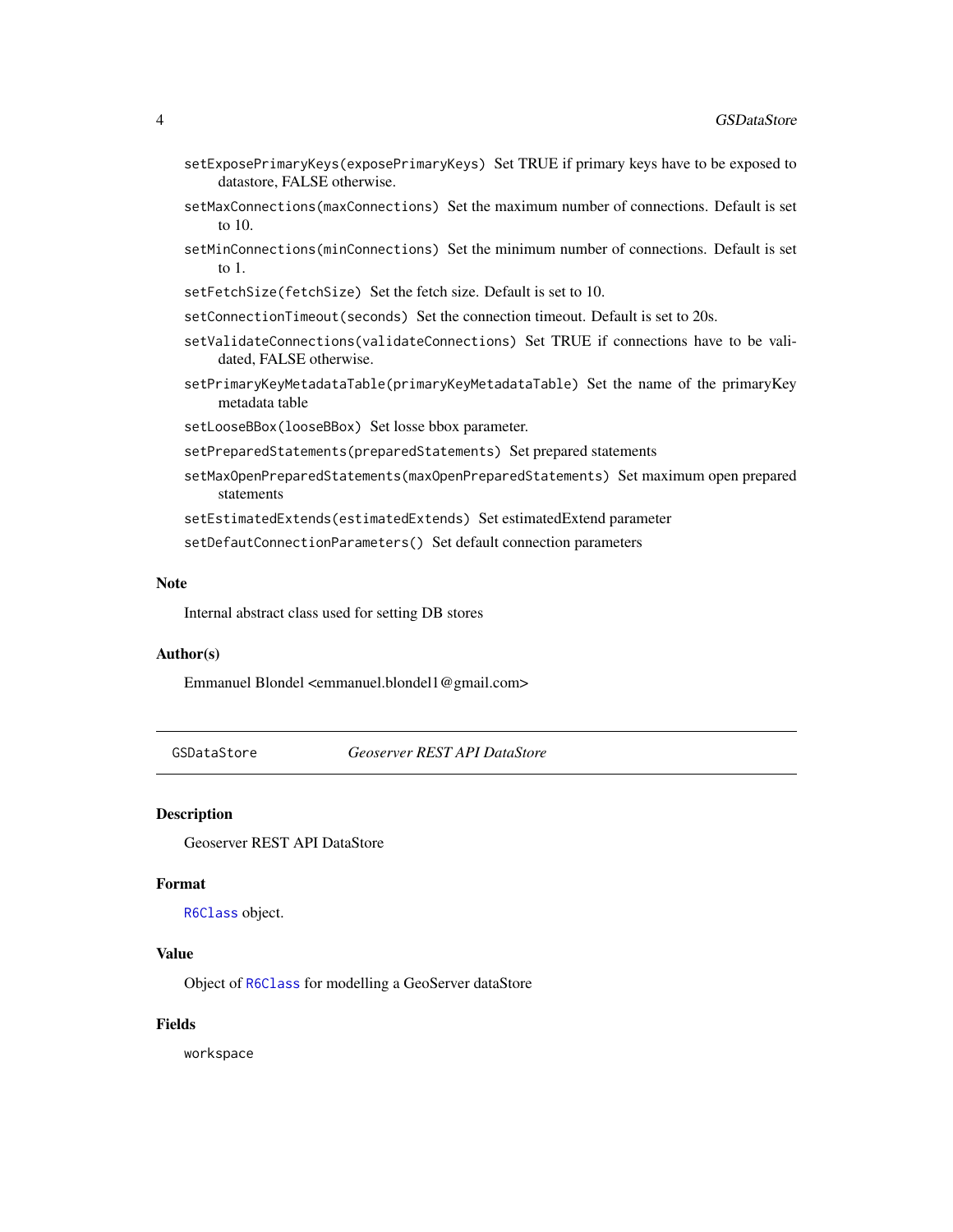`setExposePrimaryKeys(exposePrimaryKeys)` Set TRUE if primary keys have to be exposed to datastore, FALSE otherwise.

`setMaxConnections(maxConnections)` Set the maximum number of connections. Default is set to 10.

`setMinConnections(minConnections)` Set the minimum number of connections. Default is set to 1.

`setFetchSize(fetchSize)` Set the fetch size. Default is set to 10.

`setConnectionTimeout(seconds)` Set the connection timeout. Default is set to 20s.

`setValidateConnections(validateConnections)` Set TRUE if connections have to be validated, FALSE otherwise.

`setPrimaryKeyMetadataTable(primaryKeyMetadataTable)` Set the name of the primaryKey metadata table

`setLooseBBox(looseBBox)` Set losse bbox parameter.

`setPreparedStatements(preparedStatements)` Set prepared statements

`setMaxOpenPreparedStatements(maxOpenPreparedStatements)` Set maximum open prepared statements

`setEstimatedExtends(estimatedExtends)` Set estimatedExtend parameter

`setDefautConnectionParameters()` Set default connection parameters

### Note

Internal abstract class used for setting DB stores

### Author(s)

Emmanuel Blondel <emmanuel.blondel1@gmail.com>

---

## GSDataStore *Geoserver REST API DataStore*

### Description

Geoserver REST API DataStore

### Format

`R6Class` object.

### Value

Object of `R6Class` for modelling a GeoServer dataStore

### Fields

`workspace`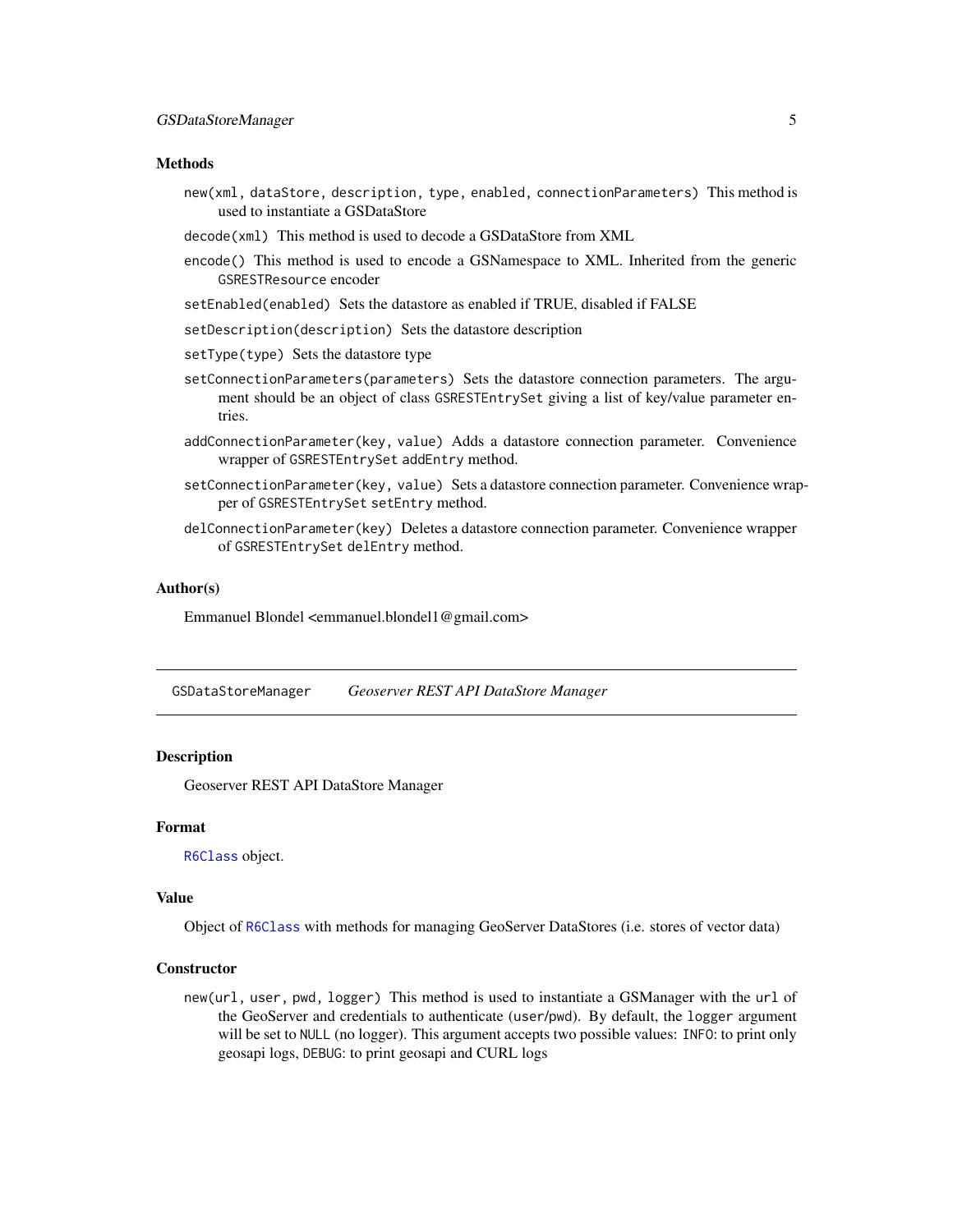### Methods

`new(xml, dataStore, description, type, enabled, connectionParameters)` This method is used to instantiate a GSDataStore

`decode(xml)` This method is used to decode a GSDataStore from XML

`encode()` This method is used to encode a GSNamespace to XML. Inherited from the generic `GSRESTResource` encoder

`setEnabled(enabled)` Sets the datastore as enabled if TRUE, disabled if FALSE

`setDescription(description)` Sets the datastore description

`setType(type)` Sets the datastore type

`setConnectionParameters(parameters)` Sets the datastore connection parameters. The argument should be an object of class `GSRESTEntrySet` giving a list of key/value parameter entries.

`addConnectionParameter(key, value)` Adds a datastore connection parameter. Convenience wrapper of `GSRESTEntrySet` `addEntry` method.

`setConnectionParameter(key, value)` Sets a datastore connection parameter. Convenience wrapper of `GSRESTEntrySet` `setEntry` method.

`delConnectionParameter(key)` Deletes a datastore connection parameter. Convenience wrapper of `GSRESTEntrySet` `delEntry` method.

### Author(s)

Emmanuel Blondel <emmanuel.blondel1@gmail.com>

---

## GSDataStoreManager    *Geoserver REST API DataStore Manager*

---

### Description

Geoserver REST API DataStore Manager

### Format

`R6Class` object.

### Value

Object of `R6Class` with methods for managing GeoServer DataStores (i.e. stores of vector data)

### Constructor

`new(url, user, pwd, logger)` This method is used to instantiate a GSManager with the `url` of the GeoServer and credentials to authenticate (`user`/`pwd`). By default, the `logger` argument will be set to `NULL` (no logger). This argument accepts two possible values: `INFO`: to print only geosapi logs, `DEBUG`: to print geosapi and CURL logs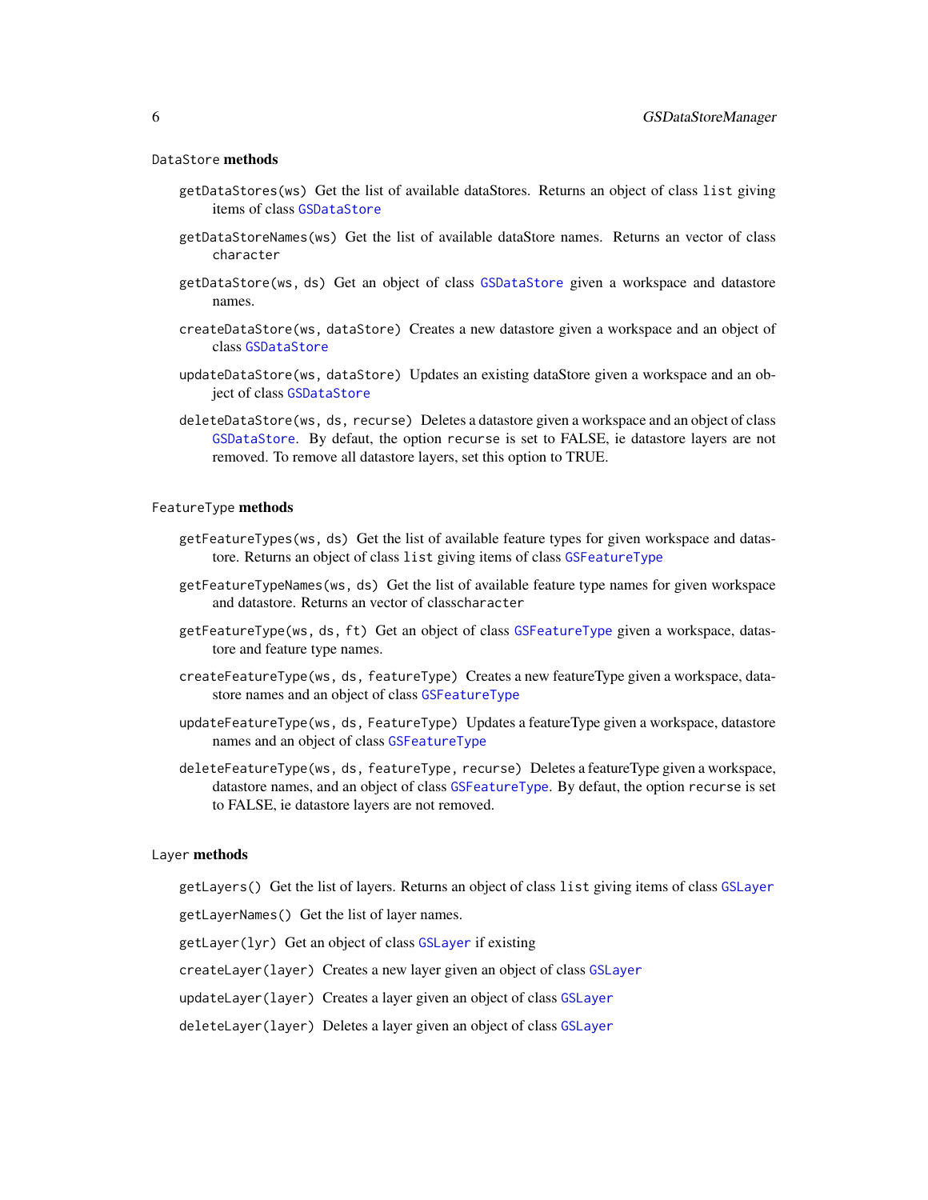**`DataStore` methods**

`getDataStores(ws)` Get the list of available dataStores. Returns an object of class `list` giving items of class `GSDataStore`

`getDataStoreNames(ws)` Get the list of available dataStore names. Returns an vector of class `character`

`getDataStore(ws, ds)` Get an object of class `GSDataStore` given a workspace and datastore names.

`createDataStore(ws, dataStore)` Creates a new datastore given a workspace and an object of class `GSDataStore`

`updateDataStore(ws, dataStore)` Updates an existing dataStore given a workspace and an object of class `GSDataStore`

`deleteDataStore(ws, ds, recurse)` Deletes a datastore given a workspace and an object of class `GSDataStore`. By defaut, the option `recurse` is set to FALSE, ie datastore layers are not removed. To remove all datastore layers, set this option to TRUE.

**`FeatureType` methods**

`getFeatureTypes(ws, ds)` Get the list of available feature types for given workspace and datastore. Returns an object of class `list` giving items of class `GSFeatureType`

`getFeatureTypeNames(ws, ds)` Get the list of available feature type names for given workspace and datastore. Returns an vector of class`character`

`getFeatureType(ws, ds, ft)` Get an object of class `GSFeatureType` given a workspace, datastore and feature type names.

`createFeatureType(ws, ds, featureType)` Creates a new featureType given a workspace, datastore names and an object of class `GSFeatureType`

`updateFeatureType(ws, ds, FeatureType)` Updates a featureType given a workspace, datastore names and an object of class `GSFeatureType`

`deleteFeatureType(ws, ds, featureType, recurse)` Deletes a featureType given a workspace, datastore names, and an object of class `GSFeatureType`. By defaut, the option `recurse` is set to FALSE, ie datastore layers are not removed.

**`Layer` methods**

`getLayers()` Get the list of layers. Returns an object of class `list` giving items of class `GSLayer`

`getLayerNames()` Get the list of layer names.

`getLayer(lyr)` Get an object of class `GSLayer` if existing

`createLayer(layer)` Creates a new layer given an object of class `GSLayer`

`updateLayer(layer)` Creates a layer given an object of class `GSLayer`

`deleteLayer(layer)` Deletes a layer given an object of class `GSLayer`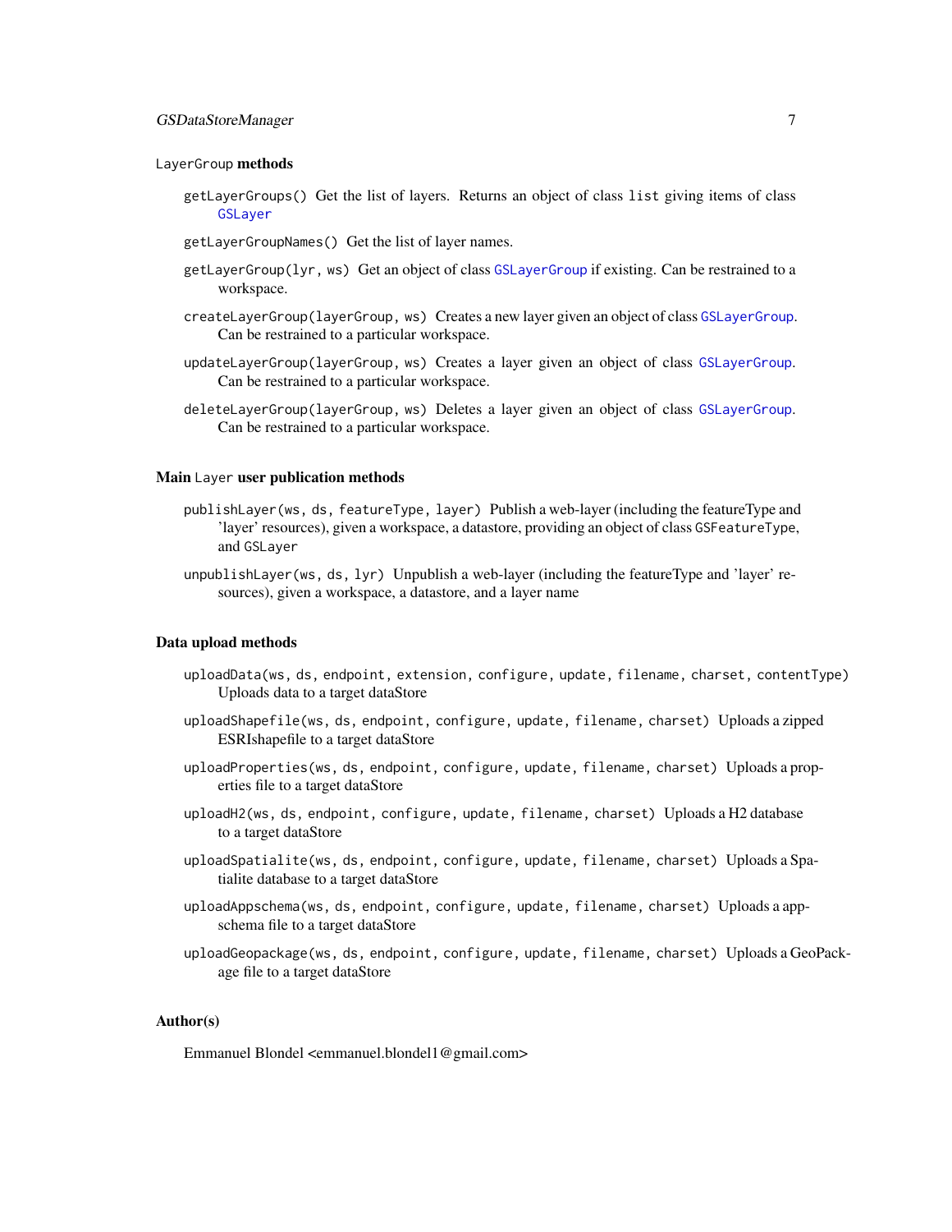#### `LayerGroup` methods

`getLayerGroups()` Get the list of layers. Returns an object of class `list` giving items of class `GSLayer`

`getLayerGroupNames()` Get the list of layer names.

`getLayerGroup(lyr, ws)` Get an object of class `GSLayerGroup` if existing. Can be restrained to a workspace.

`createLayerGroup(layerGroup, ws)` Creates a new layer given an object of class `GSLayerGroup`. Can be restrained to a particular workspace.

`updateLayerGroup(layerGroup, ws)` Creates a layer given an object of class `GSLayerGroup`. Can be restrained to a particular workspace.

`deleteLayerGroup(layerGroup, ws)` Deletes a layer given an object of class `GSLayerGroup`. Can be restrained to a particular workspace.

#### Main `Layer` user publication methods

`publishLayer(ws, ds, featureType, layer)` Publish a web-layer (including the featureType and 'layer' resources), given a workspace, a datastore, providing an object of class `GSFeatureType`, and `GSLayer`

`unpublishLayer(ws, ds, lyr)` Unpublish a web-layer (including the featureType and 'layer' resources), given a workspace, a datastore, and a layer name

#### Data upload methods

`uploadData(ws, ds, endpoint, extension, configure, update, filename, charset, contentType)` Uploads data to a target dataStore

`uploadShapefile(ws, ds, endpoint, configure, update, filename, charset)` Uploads a zipped ESRIshapefile to a target dataStore

`uploadProperties(ws, ds, endpoint, configure, update, filename, charset)` Uploads a properties file to a target dataStore

`uploadH2(ws, ds, endpoint, configure, update, filename, charset)` Uploads a H2 database to a target dataStore

`uploadSpatialite(ws, ds, endpoint, configure, update, filename, charset)` Uploads a Spatialite database to a target dataStore

`uploadAppschema(ws, ds, endpoint, configure, update, filename, charset)` Uploads a app-schema file to a target dataStore

`uploadGeopackage(ws, ds, endpoint, configure, update, filename, charset)` Uploads a GeoPackage file to a target dataStore

### Author(s)

Emmanuel Blondel <emmanuel.blondel1@gmail.com>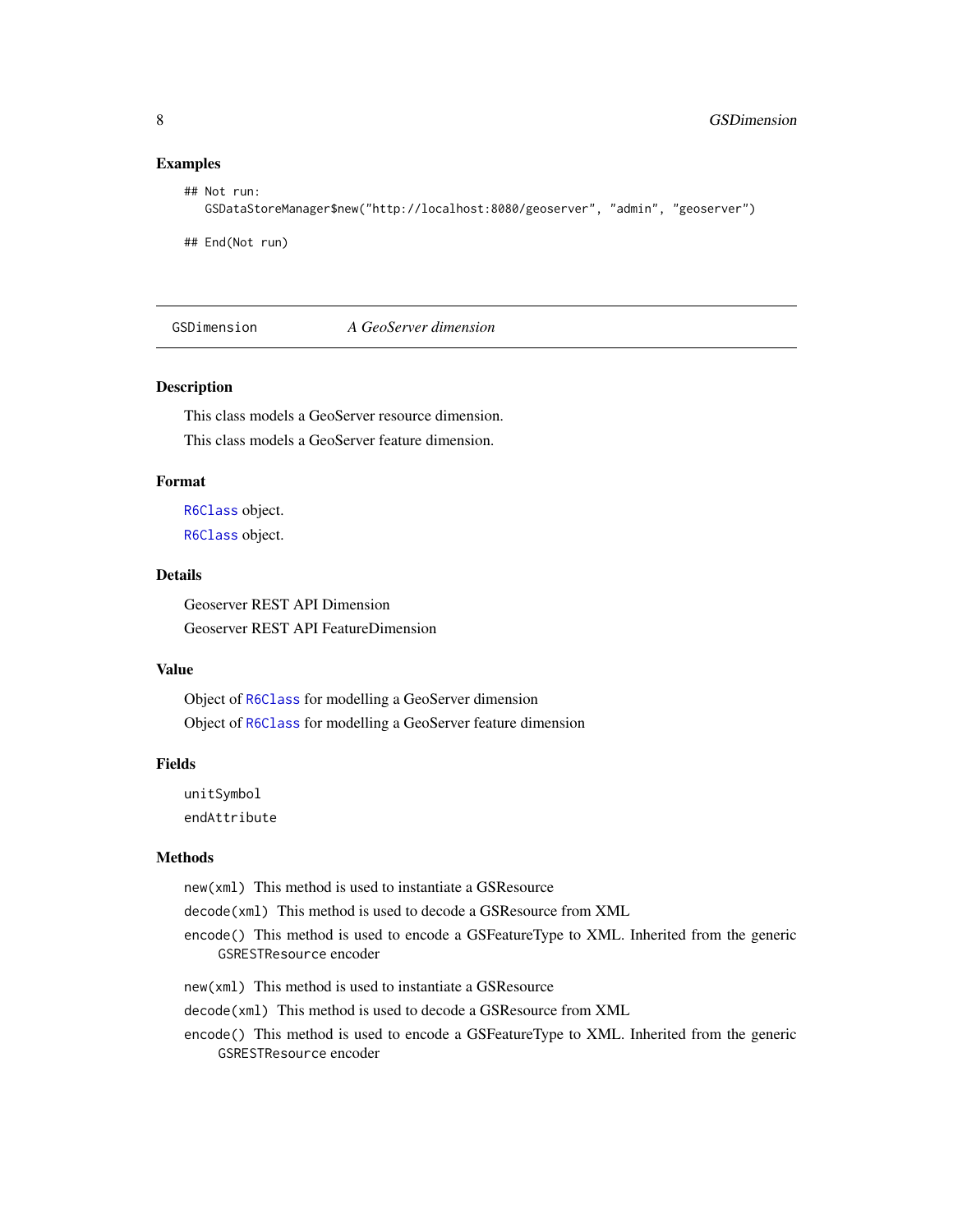## Examples

```
## Not run:
   GSDataStoreManager$new("http://localhost:8080/geoserver", "admin", "geoserver")

## End(Not run)
```

---

# GSDimension — *A GeoServer dimension*

---

## Description

This class models a GeoServer resource dimension.

This class models a GeoServer feature dimension.

## Format

R6Class object.

R6Class object.

## Details

Geoserver REST API Dimension

Geoserver REST API FeatureDimension

## Value

Object of R6Class for modelling a GeoServer dimension

Object of R6Class for modelling a GeoServer feature dimension

## Fields

`unitSymbol`

`endAttribute`

## Methods

`new(xml)` This method is used to instantiate a GSResource

`decode(xml)` This method is used to decode a GSResource from XML

`encode()` This method is used to encode a GSFeatureType to XML. Inherited from the generic `GSRESTResource` encoder

`new(xml)` This method is used to instantiate a GSResource

`decode(xml)` This method is used to decode a GSResource from XML

`encode()` This method is used to encode a GSFeatureType to XML. Inherited from the generic `GSRESTResource` encoder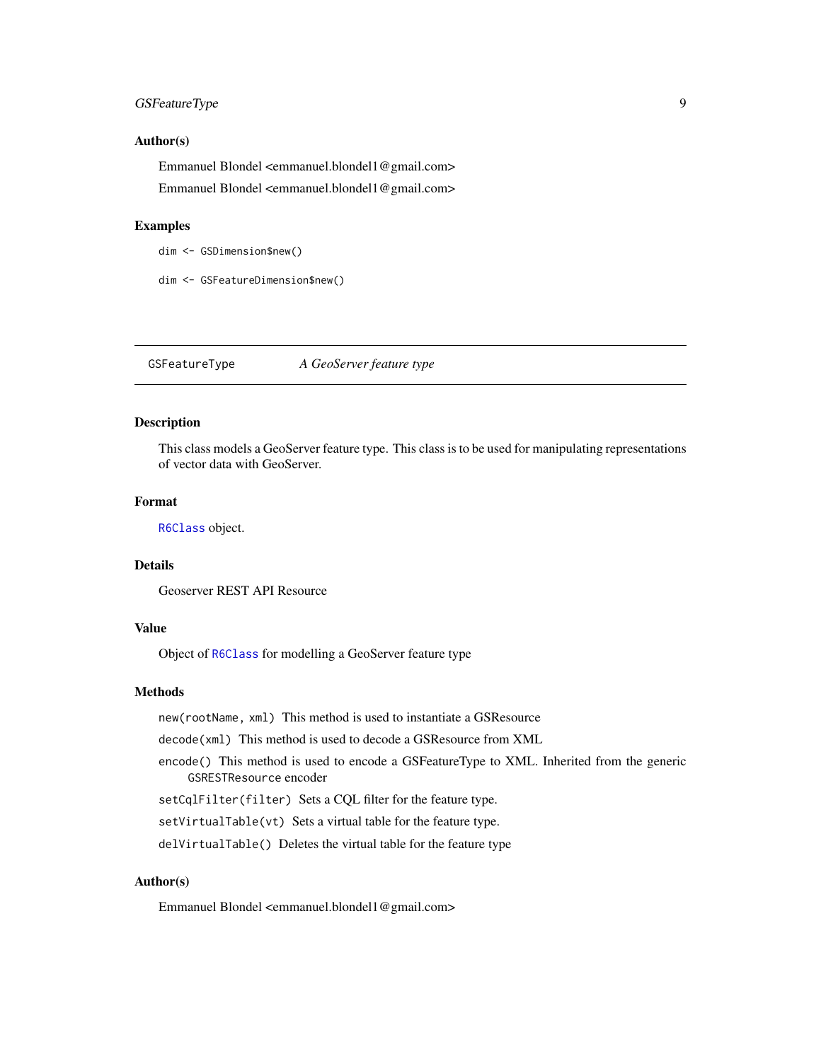### Author(s)

Emmanuel Blondel <emmanuel.blondel1@gmail.com>

Emmanuel Blondel <emmanuel.blondel1@gmail.com>

### Examples

```
dim <- GSDimension$new()

dim <- GSFeatureDimension$new()
```

---

## GSFeatureType — *A GeoServer feature type*

---

### Description

This class models a GeoServer feature type. This class is to be used for manipulating representations of vector data with GeoServer.

### Format

`R6Class` object.

### Details

Geoserver REST API Resource

### Value

Object of `R6Class` for modelling a GeoServer feature type

### Methods

`new(rootName, xml)` This method is used to instantiate a GSResource

`decode(xml)` This method is used to decode a GSResource from XML

`encode()` This method is used to encode a GSFeatureType to XML. Inherited from the generic `GSRESTResource` encoder

`setCqlFilter(filter)` Sets a CQL filter for the feature type.

`setVirtualTable(vt)` Sets a virtual table for the feature type.

`delVirtualTable()` Deletes the virtual table for the feature type

### Author(s)

Emmanuel Blondel <emmanuel.blondel1@gmail.com>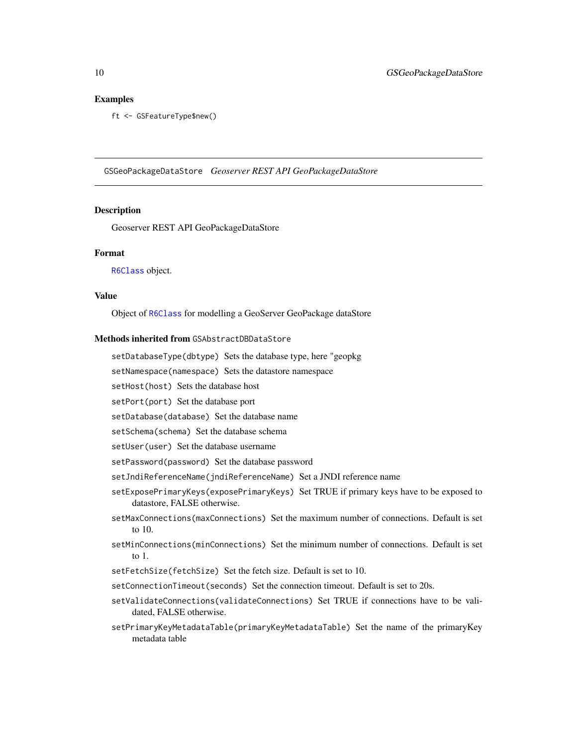## Examples

```
ft <- GSFeatureType$new()
```

---

## GSGeoPackageDataStore *Geoserver REST API GeoPackageDataStore*

---

### Description

Geoserver REST API GeoPackageDataStore

### Format

R6Class object.

### Value

Object of R6Class for modelling a GeoServer GeoPackage dataStore

### Methods inherited from GSAbstractDBDataStore

`setDatabaseType(dbtype)` Sets the database type, here "geopkg

`setNamespace(namespace)` Sets the datastore namespace

`setHost(host)` Sets the database host

`setPort(port)` Set the database port

`setDatabase(database)` Set the database name

`setSchema(schema)` Set the database schema

`setUser(user)` Set the database username

`setPassword(password)` Set the database password

`setJndiReferenceName(jndiReferenceName)` Set a JNDI reference name

`setExposePrimaryKeys(exposePrimaryKeys)` Set TRUE if primary keys have to be exposed to datastore, FALSE otherwise.

`setMaxConnections(maxConnections)` Set the maximum number of connections. Default is set to 10.

`setMinConnections(minConnections)` Set the minimum number of connections. Default is set to 1.

`setFetchSize(fetchSize)` Set the fetch size. Default is set to 10.

`setConnectionTimeout(seconds)` Set the connection timeout. Default is set to 20s.

`setValidateConnections(validateConnections)` Set TRUE if connections have to be validated, FALSE otherwise.

`setPrimaryKeyMetadataTable(primaryKeyMetadataTable)` Set the name of the primaryKey metadata table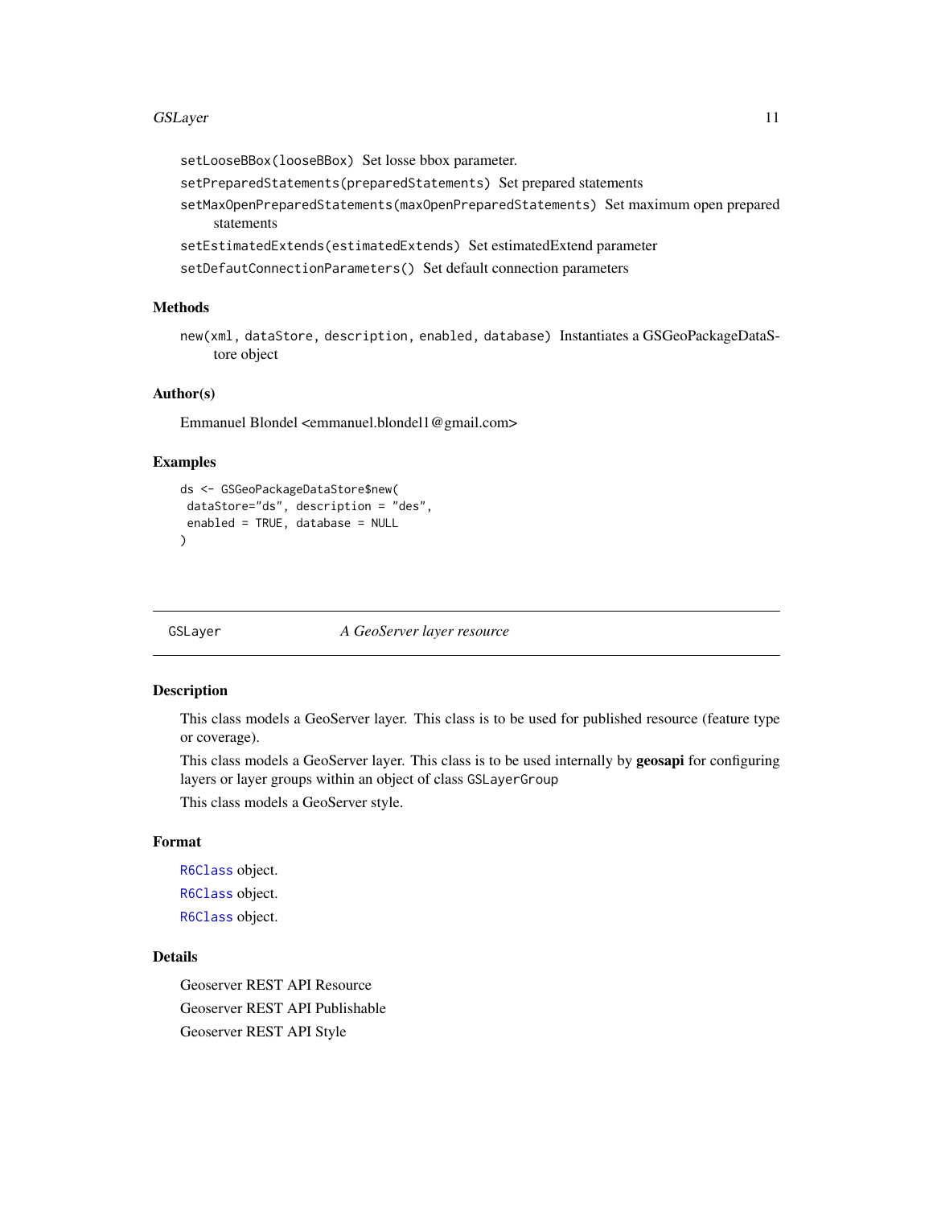`setLooseBBox(looseBBox)` Set losse bbox parameter.

`setPreparedStatements(preparedStatements)` Set prepared statements

`setMaxOpenPreparedStatements(maxOpenPreparedStatements)` Set maximum open prepared statements

`setEstimatedExtends(estimatedExtends)` Set estimatedExtend parameter

`setDefautConnectionParameters()` Set default connection parameters

### Methods

`new(xml, dataStore, description, enabled, database)` Instantiates a GSGeoPackageDataStore object

### Author(s)

Emmanuel Blondel <emmanuel.blondel1@gmail.com>

### Examples

```
ds <- GSGeoPackageDataStore$new(
 dataStore="ds", description = "des",
 enabled = TRUE, database = NULL
)
```

---

## GSLayer &nbsp;&nbsp;&nbsp;&nbsp; *A GeoServer layer resource*

---

### Description

This class models a GeoServer layer. This class is to be used for published resource (feature type or coverage).

This class models a GeoServer layer. This class is to be used internally by **geosapi** for configuring layers or layer groups within an object of class `GSLayerGroup`

This class models a GeoServer style.

### Format

`R6Class` object.

`R6Class` object.

`R6Class` object.

### Details

Geoserver REST API Resource

Geoserver REST API Publishable

Geoserver REST API Style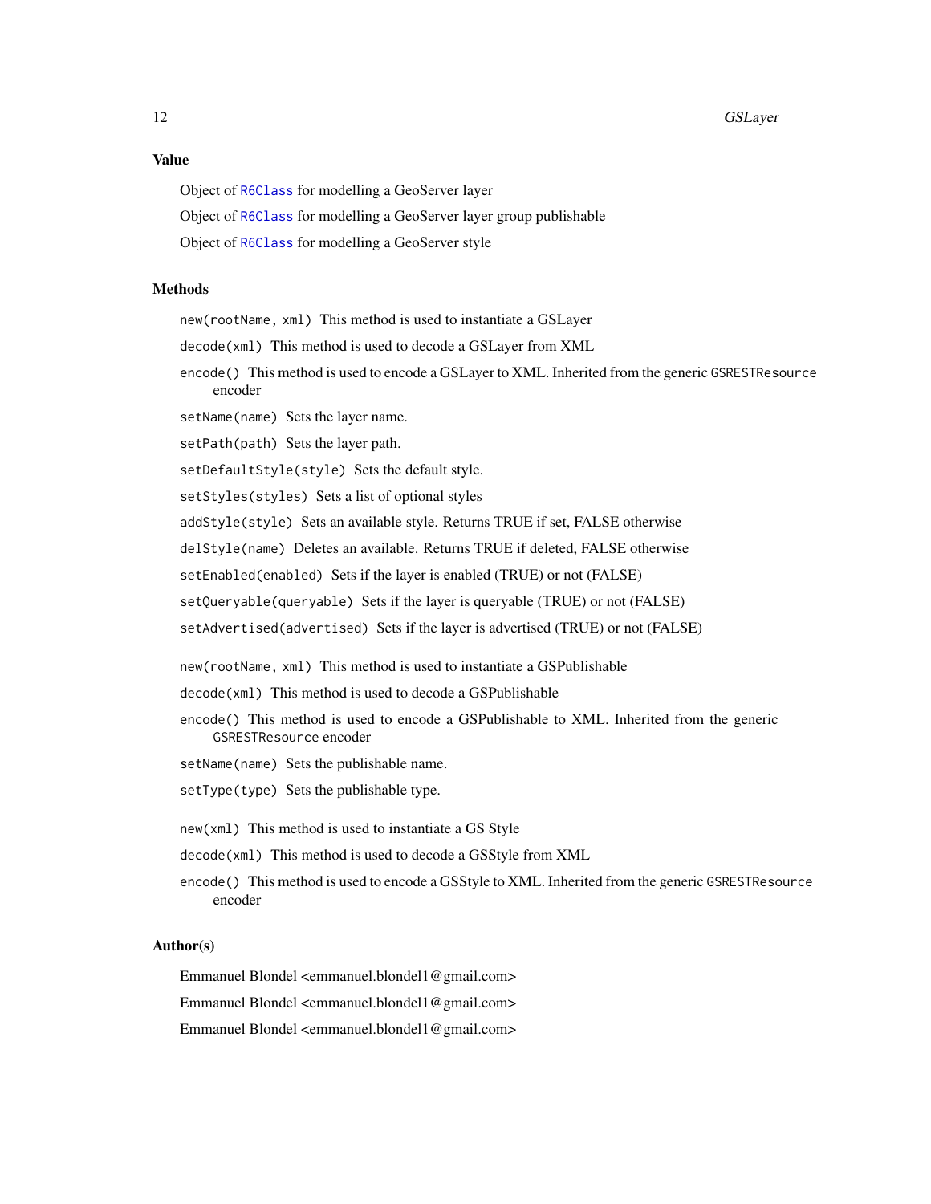### Value

Object of `R6Class` for modelling a GeoServer layer

Object of `R6Class` for modelling a GeoServer layer group publishable

Object of `R6Class` for modelling a GeoServer style

### Methods

`new(rootName, xml)` This method is used to instantiate a GSLayer

`decode(xml)` This method is used to decode a GSLayer from XML

`encode()` This method is used to encode a GSLayer to XML. Inherited from the generic `GSRESTResource` encoder

`setName(name)` Sets the layer name.

`setPath(path)` Sets the layer path.

`setDefaultStyle(style)` Sets the default style.

`setStyles(styles)` Sets a list of optional styles

`addStyle(style)` Sets an available style. Returns TRUE if set, FALSE otherwise

`delStyle(name)` Deletes an available. Returns TRUE if deleted, FALSE otherwise

`setEnabled(enabled)` Sets if the layer is enabled (TRUE) or not (FALSE)

`setQueryable(queryable)` Sets if the layer is queryable (TRUE) or not (FALSE)

`setAdvertised(advertised)` Sets if the layer is advertised (TRUE) or not (FALSE)

`new(rootName, xml)` This method is used to instantiate a GSPublishable

`decode(xml)` This method is used to decode a GSPublishable

`encode()` This method is used to encode a GSPublishable to XML. Inherited from the generic `GSRESTResource` encoder

`setName(name)` Sets the publishable name.

`setType(type)` Sets the publishable type.

`new(xml)` This method is used to instantiate a GS Style

`decode(xml)` This method is used to decode a GSStyle from XML

`encode()` This method is used to encode a GSStyle to XML. Inherited from the generic `GSRESTResource` encoder

### Author(s)

Emmanuel Blondel <emmanuel.blondel1@gmail.com>

Emmanuel Blondel <emmanuel.blondel1@gmail.com>

Emmanuel Blondel <emmanuel.blondel1@gmail.com>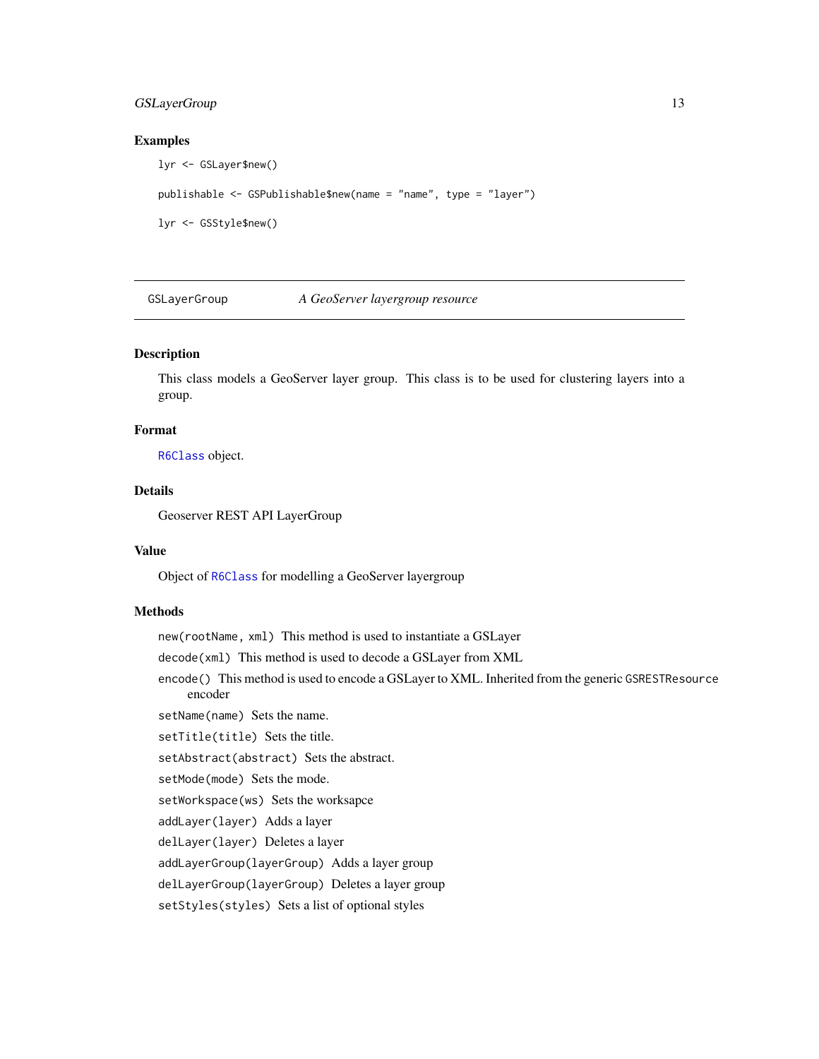### Examples

```
lyr <- GSLayer$new()

publishable <- GSPublishable$new(name = "name", type = "layer")

lyr <- GSStyle$new()
```

---

## GSLayerGroup *A GeoServer layergroup resource*

---

### Description

This class models a GeoServer layer group. This class is to be used for clustering layers into a group.

### Format

R6Class object.

### Details

Geoserver REST API LayerGroup

### Value

Object of R6Class for modelling a GeoServer layergroup

### Methods

`new(rootName, xml)` This method is used to instantiate a GSLayer

`decode(xml)` This method is used to decode a GSLayer from XML

`encode()` This method is used to encode a GSLayer to XML. Inherited from the generic `GSRESTResource` encoder

`setName(name)` Sets the name.

`setTitle(title)` Sets the title.

`setAbstract(abstract)` Sets the abstract.

`setMode(mode)` Sets the mode.

`setWorkspace(ws)` Sets the worksapce

`addLayer(layer)` Adds a layer

`delLayer(layer)` Deletes a layer

`addLayerGroup(layerGroup)` Adds a layer group

`delLayerGroup(layerGroup)` Deletes a layer group

`setStyles(styles)` Sets a list of optional styles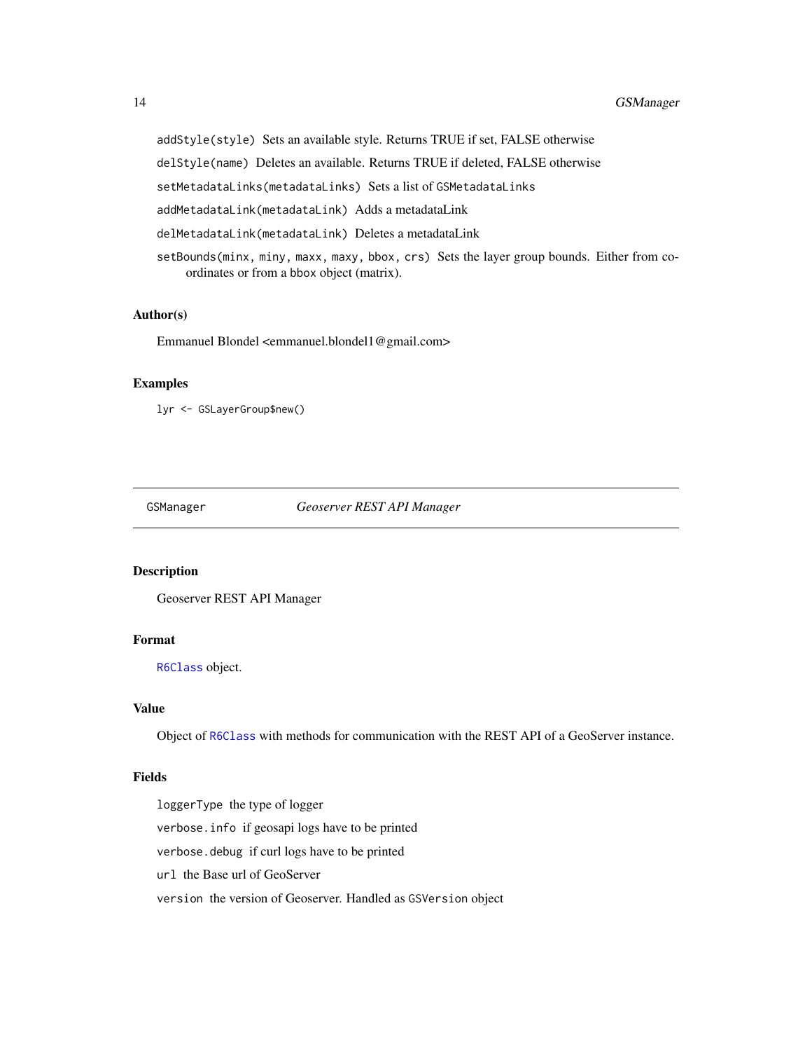`addStyle(style)` Sets an available style. Returns TRUE if set, FALSE otherwise

`delStyle(name)` Deletes an available. Returns TRUE if deleted, FALSE otherwise

`setMetadataLinks(metadataLinks)` Sets a list of `GSMetadataLinks`

`addMetadataLink(metadataLink)` Adds a metadataLink

`delMetadataLink(metadataLink)` Deletes a metadataLink

`setBounds(minx, miny, maxx, maxy, bbox, crs)` Sets the layer group bounds. Either from coordinates or from a bbox object (matrix).

### Author(s)

Emmanuel Blondel <emmanuel.blondel1@gmail.com>

### Examples

```
lyr <- GSLayerGroup$new()
```

---

## GSManager — *Geoserver REST API Manager*

### Description

Geoserver REST API Manager

### Format

`R6Class` object.

### Value

Object of `R6Class` with methods for communication with the REST API of a GeoServer instance.

### Fields

`loggerType` the type of logger

`verbose.info` if geosapi logs have to be printed

`verbose.debug` if curl logs have to be printed

`url` the Base url of GeoServer

`version` the version of Geoserver. Handled as `GSVersion` object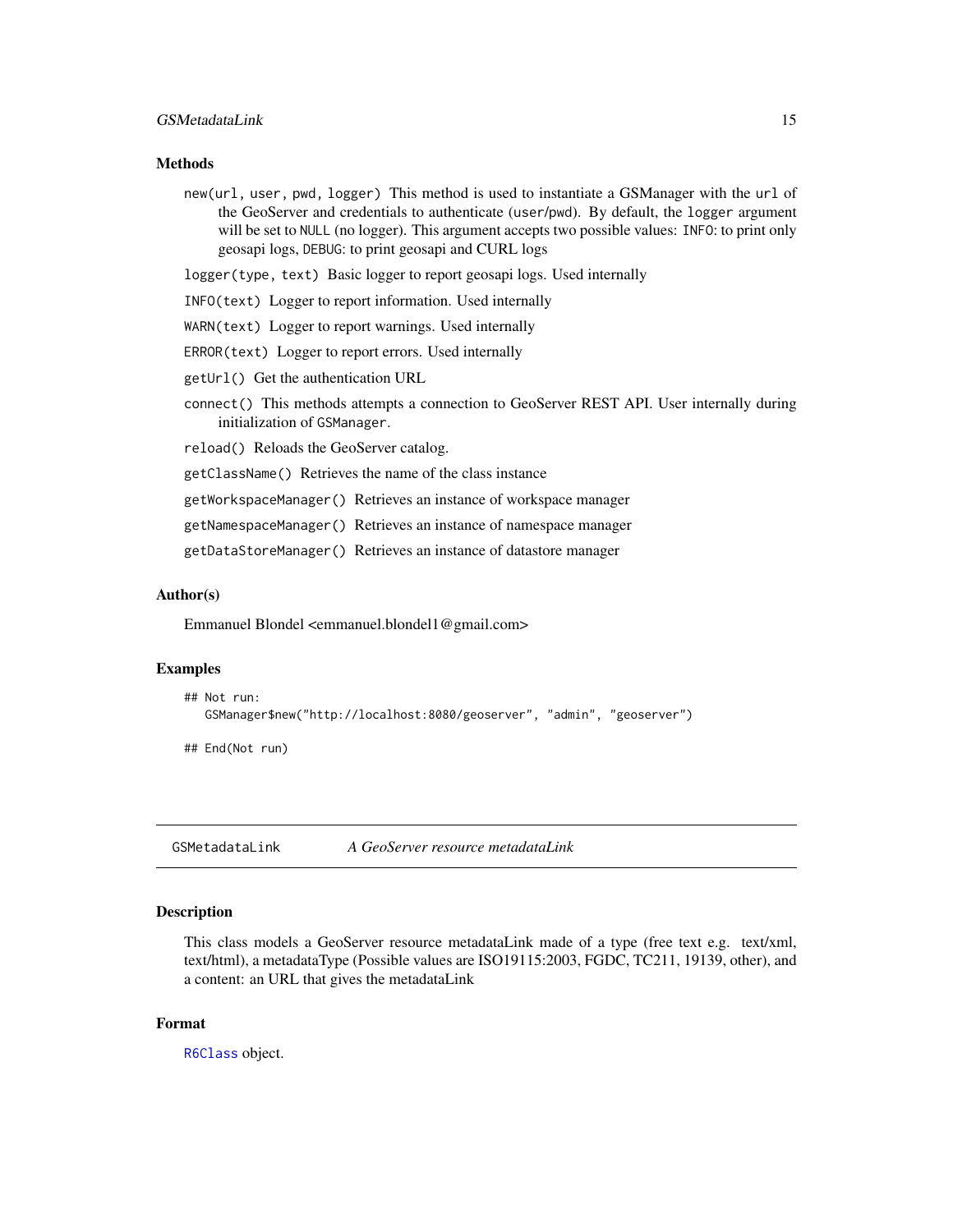## Methods

`new(url, user, pwd, logger)` This method is used to instantiate a GSManager with the `url` of the GeoServer and credentials to authenticate (`user`/`pwd`). By default, the `logger` argument will be set to `NULL` (no logger). This argument accepts two possible values: `INFO`: to print only geosapi logs, `DEBUG`: to print geosapi and CURL logs

`logger(type, text)` Basic logger to report geosapi logs. Used internally

`INFO(text)` Logger to report information. Used internally

`WARN(text)` Logger to report warnings. Used internally

`ERROR(text)` Logger to report errors. Used internally

`getUrl()` Get the authentication URL

`connect()` This methods attempts a connection to GeoServer REST API. User internally during initialization of `GSManager`.

`reload()` Reloads the GeoServer catalog.

`getClassName()` Retrieves the name of the class instance

`getWorkspaceManager()` Retrieves an instance of workspace manager

`getNamespaceManager()` Retrieves an instance of namespace manager

`getDataStoreManager()` Retrieves an instance of datastore manager

## Author(s)

Emmanuel Blondel <emmanuel.blondel1@gmail.com>

## Examples

```
## Not run:
   GSManager$new("http://localhost:8080/geoserver", "admin", "geoserver")

## End(Not run)
```

---

# GSMetadataLink    *A GeoServer resource metadataLink*

## Description

This class models a GeoServer resource metadataLink made of a type (free text e.g. text/xml, text/html), a metadataType (Possible values are ISO19115:2003, FGDC, TC211, 19139, other), and a content: an URL that gives the metadataLink

## Format

R6Class object.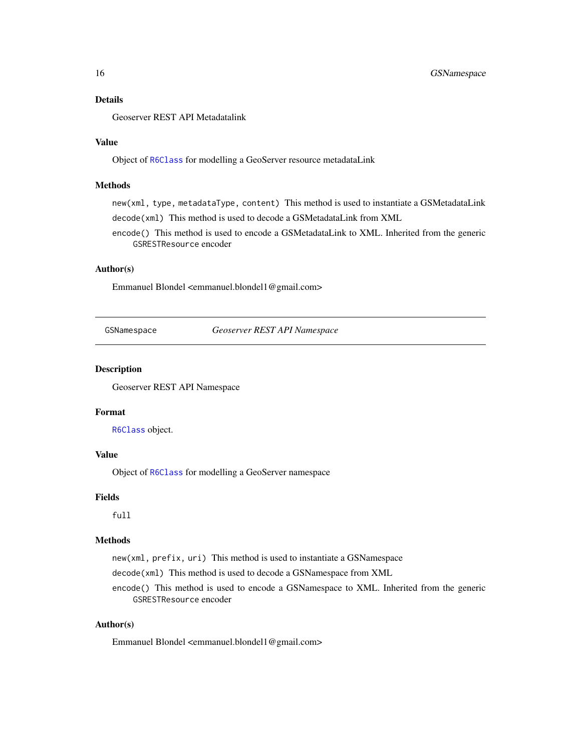### Details

Geoserver REST API Metadatalink

### Value

Object of `R6Class` for modelling a GeoServer resource metadataLink

### Methods

`new(xml, type, metadataType, content)` This method is used to instantiate a GSMetadataLink

`decode(xml)` This method is used to decode a GSMetadataLink from XML

`encode()` This method is used to encode a GSMetadataLink to XML. Inherited from the generic `GSRESTResource` encoder

### Author(s)

Emmanuel Blondel <emmanuel.blondel1@gmail.com>

---

## GSNamespace — *Geoserver REST API Namespace*

### Description

Geoserver REST API Namespace

### Format

`R6Class` object.

### Value

Object of `R6Class` for modelling a GeoServer namespace

### Fields

`full`

### Methods

`new(xml, prefix, uri)` This method is used to instantiate a GSNamespace

`decode(xml)` This method is used to decode a GSNamespace from XML

`encode()` This method is used to encode a GSNamespace to XML. Inherited from the generic `GSRESTResource` encoder

### Author(s)

Emmanuel Blondel <emmanuel.blondel1@gmail.com>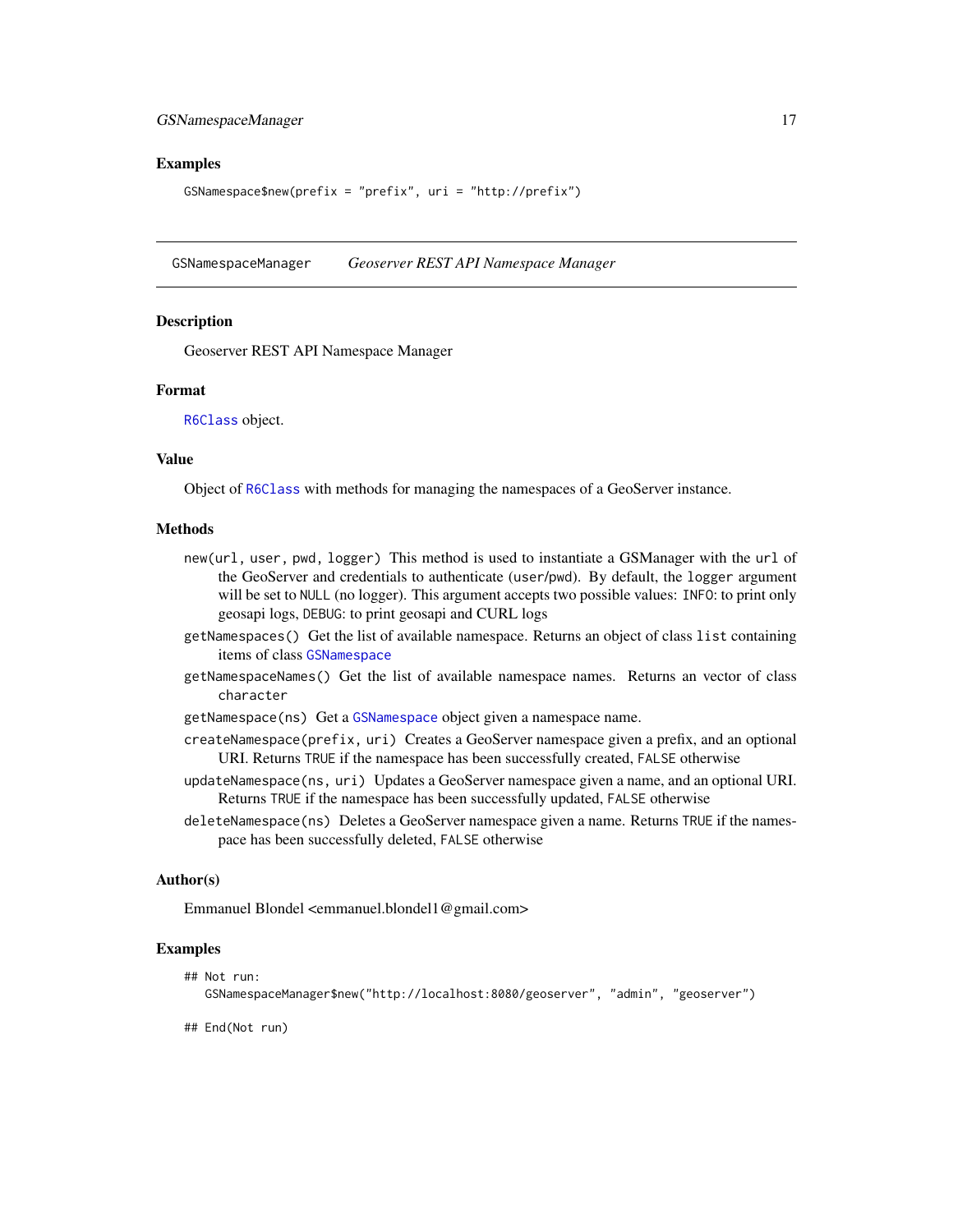## Examples

```
GSNamespace$new(prefix = "prefix", uri = "http://prefix")
```

---

# GSNamespaceManager    *Geoserver REST API Namespace Manager*

---

## Description

Geoserver REST API Namespace Manager

## Format

`R6Class` object.

## Value

Object of `R6Class` with methods for managing the namespaces of a GeoServer instance.

## Methods

- `new(url, user, pwd, logger)` This method is used to instantiate a GSManager with the `url` of the GeoServer and credentials to authenticate (`user`/`pwd`). By default, the `logger` argument will be set to `NULL` (no logger). This argument accepts two possible values: `INFO`: to print only geosapi logs, `DEBUG`: to print geosapi and CURL logs
- `getNamespaces()` Get the list of available namespace. Returns an object of class `list` containing items of class `GSNamespace`
- `getNamespaceNames()` Get the list of available namespace names. Returns an vector of class `character`
- `getNamespace(ns)` Get a `GSNamespace` object given a namespace name.
- `createNamespace(prefix, uri)` Creates a GeoServer namespace given a prefix, and an optional URI. Returns `TRUE` if the namespace has been successfully created, `FALSE` otherwise
- `updateNamespace(ns, uri)` Updates a GeoServer namespace given a name, and an optional URI. Returns `TRUE` if the namespace has been successfully updated, `FALSE` otherwise
- `deleteNamespace(ns)` Deletes a GeoServer namespace given a name. Returns `TRUE` if the namespace has been successfully deleted, `FALSE` otherwise

## Author(s)

Emmanuel Blondel <emmanuel.blondel1@gmail.com>

## Examples

```
## Not run:
   GSNamespaceManager$new("http://localhost:8080/geoserver", "admin", "geoserver")

## End(Not run)
```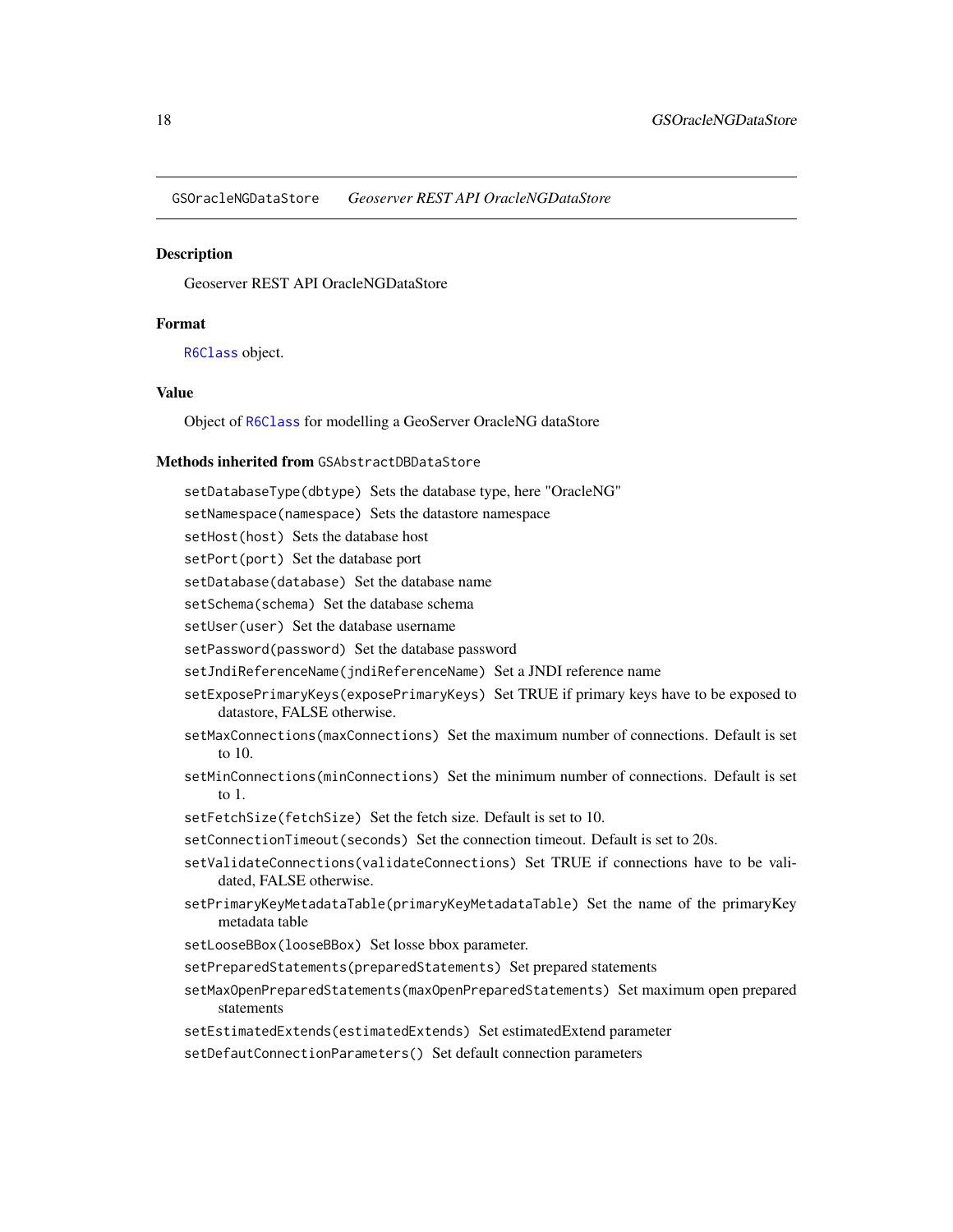GSOracleNGDataStore *Geoserver REST API OracleNGDataStore*

## Description

Geoserver REST API OracleNGDataStore

## Format

R6Class object.

## Value

Object of R6Class for modelling a GeoServer OracleNG dataStore

## Methods inherited from GSAbstractDBDataStore

- `setDatabaseType(dbtype)` Sets the database type, here "OracleNG"
- `setNamespace(namespace)` Sets the datastore namespace
- `setHost(host)` Sets the database host
- `setPort(port)` Set the database port
- `setDatabase(database)` Set the database name
- `setSchema(schema)` Set the database schema
- `setUser(user)` Set the database username
- `setPassword(password)` Set the database password
- `setJndiReferenceName(jndiReferenceName)` Set a JNDI reference name
- `setExposePrimaryKeys(exposePrimaryKeys)` Set TRUE if primary keys have to be exposed to datastore, FALSE otherwise.
- `setMaxConnections(maxConnections)` Set the maximum number of connections. Default is set to 10.
- `setMinConnections(minConnections)` Set the minimum number of connections. Default is set to 1.
- `setFetchSize(fetchSize)` Set the fetch size. Default is set to 10.
- `setConnectionTimeout(seconds)` Set the connection timeout. Default is set to 20s.
- `setValidateConnections(validateConnections)` Set TRUE if connections have to be validated, FALSE otherwise.
- `setPrimaryKeyMetadataTable(primaryKeyMetadataTable)` Set the name of the primaryKey metadata table
- `setLooseBBox(looseBBox)` Set losse bbox parameter.
- `setPreparedStatements(preparedStatements)` Set prepared statements
- `setMaxOpenPreparedStatements(maxOpenPreparedStatements)` Set maximum open prepared statements
- `setEstimatedExtends(estimatedExtends)` Set estimatedExtend parameter
- `setDefautConnectionParameters()` Set default connection parameters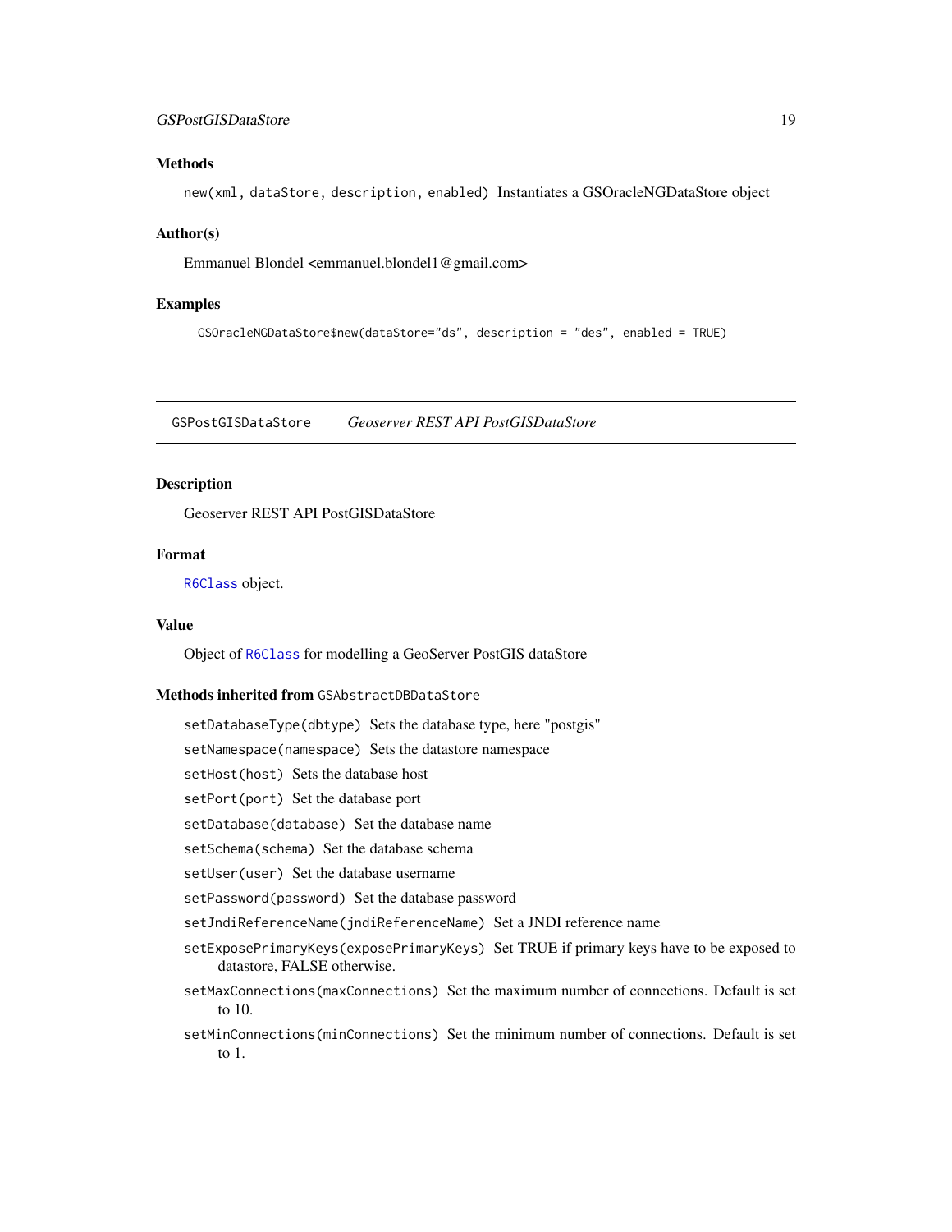### Methods

`new(xml, dataStore, description, enabled)` Instantiates a GSOracleNGDataStore object

### Author(s)

Emmanuel Blondel <emmanuel.blondel1@gmail.com>

### Examples

```
GSOracleNGDataStore$new(dataStore="ds", description = "des", enabled = TRUE)
```

---

## GSPostGISDataStore *Geoserver REST API PostGISDataStore*

---

### Description

Geoserver REST API PostGISDataStore

### Format

`R6Class` object.

### Value

Object of `R6Class` for modelling a GeoServer PostGIS dataStore

### Methods inherited from `GSAbstractDBDataStore`

`setDatabaseType(dbtype)` Sets the database type, here "postgis"

`setNamespace(namespace)` Sets the datastore namespace

`setHost(host)` Sets the database host

`setPort(port)` Set the database port

`setDatabase(database)` Set the database name

`setSchema(schema)` Set the database schema

`setUser(user)` Set the database username

`setPassword(password)` Set the database password

`setJndiReferenceName(jndiReferenceName)` Set a JNDI reference name

`setExposePrimaryKeys(exposePrimaryKeys)` Set TRUE if primary keys have to be exposed to datastore, FALSE otherwise.

`setMaxConnections(maxConnections)` Set the maximum number of connections. Default is set to 10.

`setMinConnections(minConnections)` Set the minimum number of connections. Default is set to 1.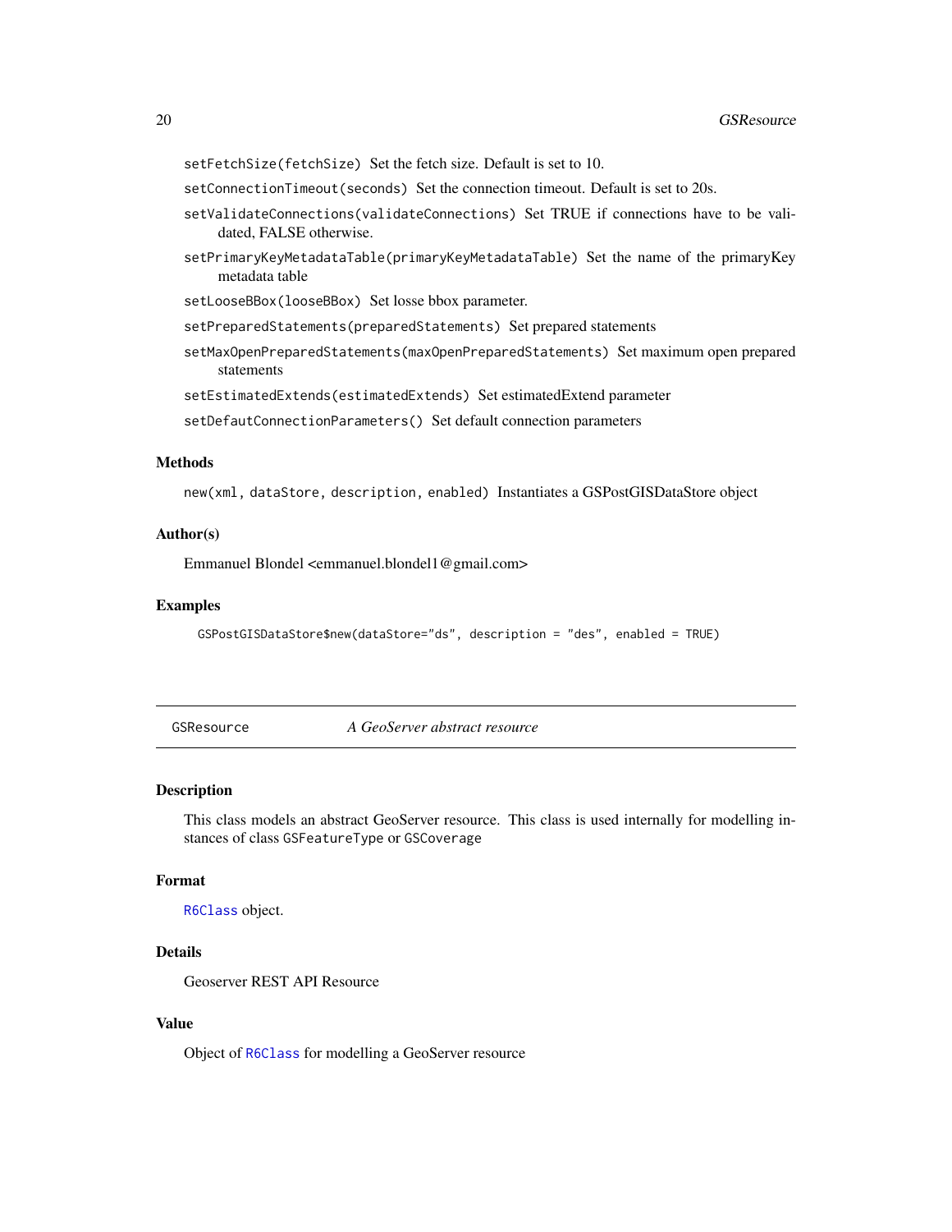`setFetchSize(fetchSize)` Set the fetch size. Default is set to 10.

`setConnectionTimeout(seconds)` Set the connection timeout. Default is set to 20s.

`setValidateConnections(validateConnections)` Set TRUE if connections have to be validated, FALSE otherwise.

`setPrimaryKeyMetadataTable(primaryKeyMetadataTable)` Set the name of the primaryKey metadata table

`setLooseBBox(looseBBox)` Set losse bbox parameter.

`setPreparedStatements(preparedStatements)` Set prepared statements

`setMaxOpenPreparedStatements(maxOpenPreparedStatements)` Set maximum open prepared statements

`setEstimatedExtends(estimatedExtends)` Set estimatedExtend parameter

`setDefautConnectionParameters()` Set default connection parameters

### Methods

`new(xml, dataStore, description, enabled)` Instantiates a GSPostGISDataStore object

### Author(s)

Emmanuel Blondel <emmanuel.blondel1@gmail.com>

### Examples

```
GSPostGISDataStore$new(dataStore="ds", description = "des", enabled = TRUE)
```

---

## GSResource — *A GeoServer abstract resource*

---

### Description

This class models an abstract GeoServer resource. This class is used internally for modelling instances of class `GSFeatureType` or `GSCoverage`

### Format

`R6Class` object.

### Details

Geoserver REST API Resource

### Value

Object of `R6Class` for modelling a GeoServer resource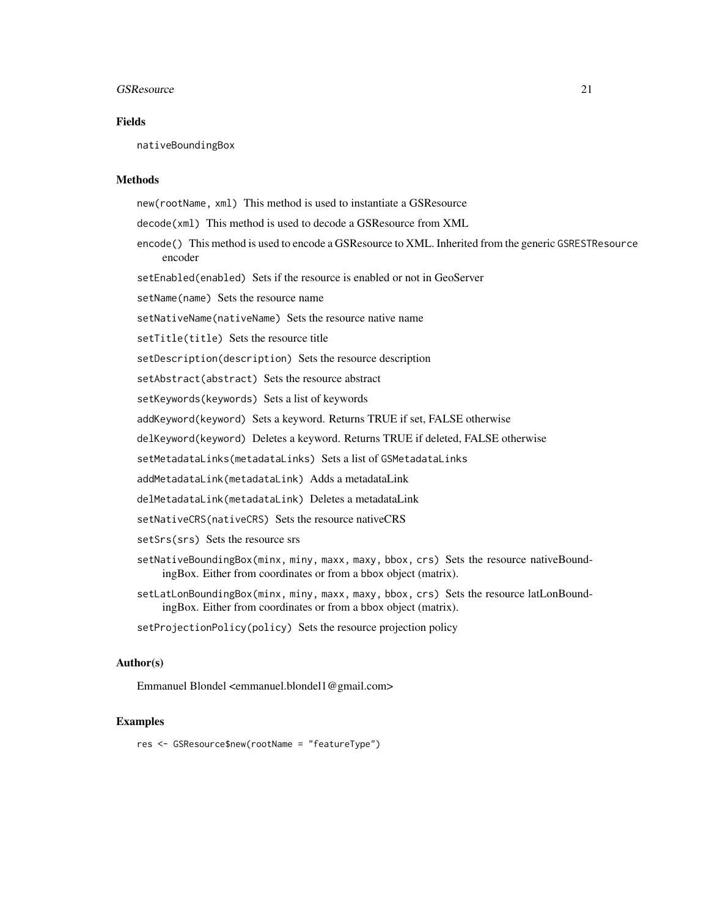### Fields

`nativeBoundingBox`

### Methods

- `new(rootName, xml)` This method is used to instantiate a GSResource
- `decode(xml)` This method is used to decode a GSResource from XML
- `encode()` This method is used to encode a GSResource to XML. Inherited from the generic `GSRESTResource` encoder
- `setEnabled(enabled)` Sets if the resource is enabled or not in GeoServer
- `setName(name)` Sets the resource name
- `setNativeName(nativeName)` Sets the resource native name
- `setTitle(title)` Sets the resource title
- `setDescription(description)` Sets the resource description
- `setAbstract(abstract)` Sets the resource abstract
- `setKeywords(keywords)` Sets a list of keywords
- `addKeyword(keyword)` Sets a keyword. Returns TRUE if set, FALSE otherwise
- `delKeyword(keyword)` Deletes a keyword. Returns TRUE if deleted, FALSE otherwise
- `setMetadataLinks(metadataLinks)` Sets a list of `GSMetadataLinks`
- `addMetadataLink(metadataLink)` Adds a metadataLink
- `delMetadataLink(metadataLink)` Deletes a metadataLink
- `setNativeCRS(nativeCRS)` Sets the resource nativeCRS
- `setSrs(srs)` Sets the resource srs
- `setNativeBoundingBox(minx, miny, maxx, maxy, bbox, crs)` Sets the resource nativeBoundingBox. Either from coordinates or from a `bbox` object (matrix).
- `setLatLonBoundingBox(minx, miny, maxx, maxy, bbox, crs)` Sets the resource latLonBoundingBox. Either from coordinates or from a `bbox` object (matrix).
- `setProjectionPolicy(policy)` Sets the resource projection policy

### Author(s)

Emmanuel Blondel <emmanuel.blondel1@gmail.com>

### Examples

```
res <- GSResource$new(rootName = "featureType")
```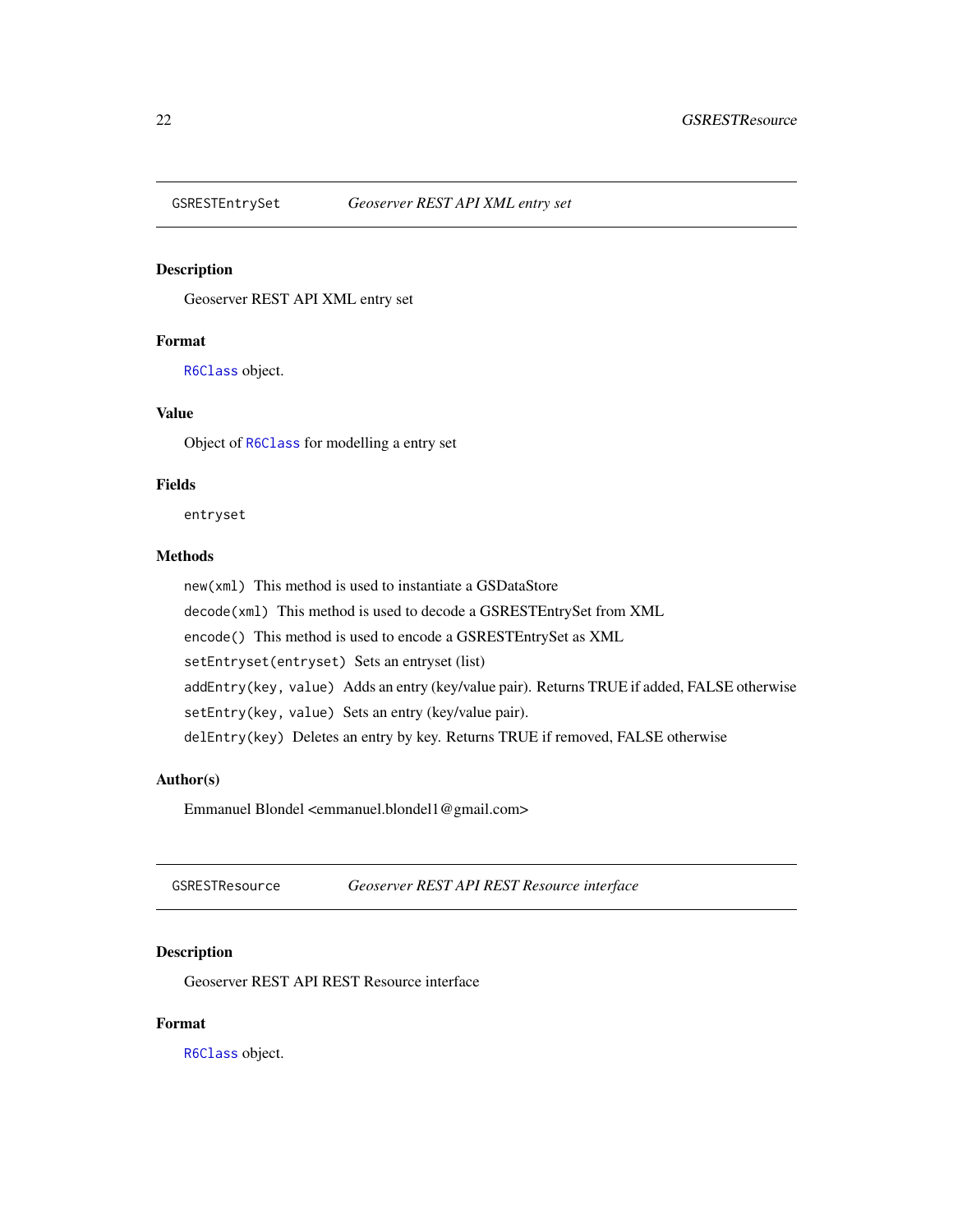## GSRESTEntrySet — *Geoserver REST API XML entry set*

### Description

Geoserver REST API XML entry set

### Format

`R6Class` object.

### Value

Object of `R6Class` for modelling a entry set

### Fields

`entryset`

### Methods

`new(xml)` This method is used to instantiate a GSDataStore

`decode(xml)` This method is used to decode a GSRESTEntrySet from XML

`encode()` This method is used to encode a GSRESTEntrySet as XML

`setEntryset(entryset)` Sets an entryset (list)

`addEntry(key, value)` Adds an entry (key/value pair). Returns TRUE if added, FALSE otherwise

`setEntry(key, value)` Sets an entry (key/value pair).

`delEntry(key)` Deletes an entry by key. Returns TRUE if removed, FALSE otherwise

### Author(s)

Emmanuel Blondel <emmanuel.blondel1@gmail.com>

## GSRESTResource — *Geoserver REST API REST Resource interface*

### Description

Geoserver REST API REST Resource interface

### Format

`R6Class` object.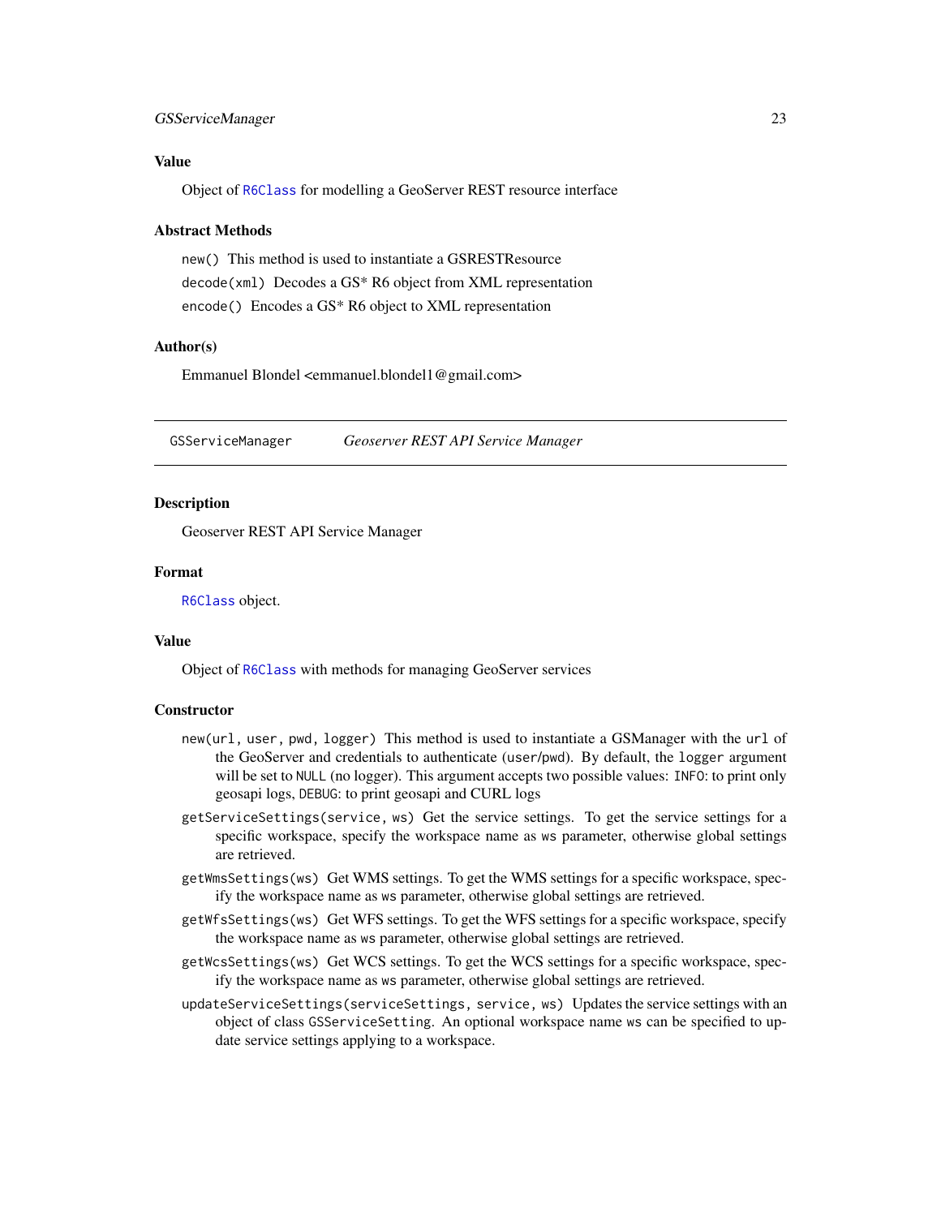## Value

Object of `R6Class` for modelling a GeoServer REST resource interface

## Abstract Methods

`new()` This method is used to instantiate a GSRESTResource

`decode(xml)` Decodes a GS* R6 object from XML representation

`encode()` Encodes a GS* R6 object to XML representation

## Author(s)

Emmanuel Blondel <emmanuel.blondel1@gmail.com>

---

# GSServiceManager — *Geoserver REST API Service Manager*

---

## Description

Geoserver REST API Service Manager

## Format

`R6Class` object.

## Value

Object of `R6Class` with methods for managing GeoServer services

## Constructor

`new(url, user, pwd, logger)` This method is used to instantiate a GSManager with the `url` of the GeoServer and credentials to authenticate (`user`/`pwd`). By default, the `logger` argument will be set to `NULL` (no logger). This argument accepts two possible values: `INFO`: to print only geosapi logs, `DEBUG`: to print geosapi and CURL logs

`getServiceSettings(service, ws)` Get the service settings. To get the service settings for a specific workspace, specify the workspace name as `ws` parameter, otherwise global settings are retrieved.

`getWmsSettings(ws)` Get WMS settings. To get the WMS settings for a specific workspace, specify the workspace name as `ws` parameter, otherwise global settings are retrieved.

`getWfsSettings(ws)` Get WFS settings. To get the WFS settings for a specific workspace, specify the workspace name as `ws` parameter, otherwise global settings are retrieved.

`getWcsSettings(ws)` Get WCS settings. To get the WCS settings for a specific workspace, specify the workspace name as `ws` parameter, otherwise global settings are retrieved.

`updateServiceSettings(serviceSettings, service, ws)` Updates the service settings with an object of class `GSServiceSetting`. An optional workspace name `ws` can be specified to update service settings applying to a workspace.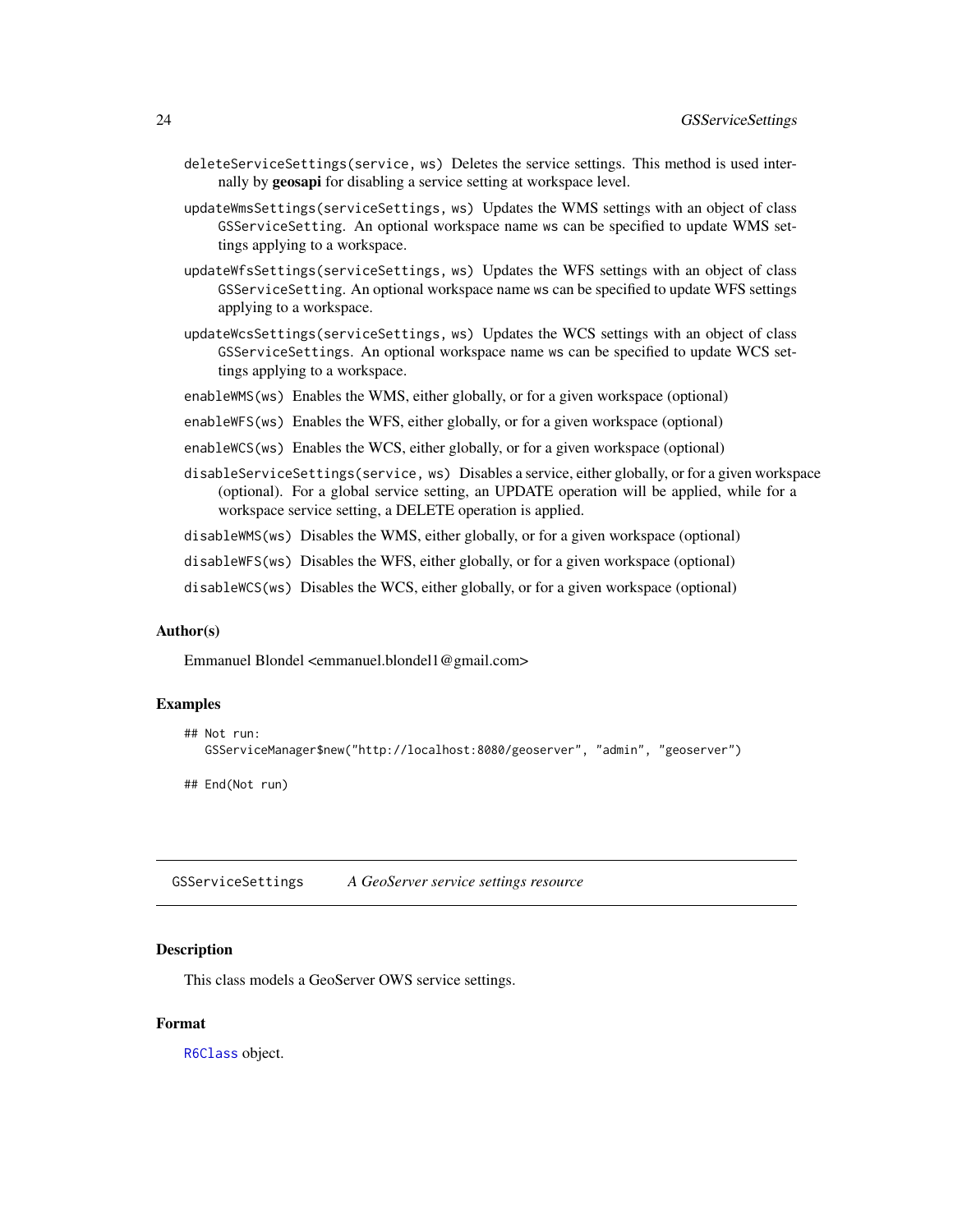`deleteServiceSettings(service, ws)` Deletes the service settings. This method is used internally by **geosapi** for disabling a service setting at workspace level.

`updateWmsSettings(serviceSettings, ws)` Updates the WMS settings with an object of class `GSServiceSetting`. An optional workspace name `ws` can be specified to update WMS settings applying to a workspace.

`updateWfsSettings(serviceSettings, ws)` Updates the WFS settings with an object of class `GSServiceSetting`. An optional workspace name `ws` can be specified to update WFS settings applying to a workspace.

`updateWcsSettings(serviceSettings, ws)` Updates the WCS settings with an object of class `GSServiceSettings`. An optional workspace name `ws` can be specified to update WCS settings applying to a workspace.

`enableWMS(ws)` Enables the WMS, either globally, or for a given workspace (optional)

`enableWFS(ws)` Enables the WFS, either globally, or for a given workspace (optional)

`enableWCS(ws)` Enables the WCS, either globally, or for a given workspace (optional)

`disableServiceSettings(service, ws)` Disables a service, either globally, or for a given workspace (optional). For a global service setting, an UPDATE operation will be applied, while for a workspace service setting, a DELETE operation is applied.

`disableWMS(ws)` Disables the WMS, either globally, or for a given workspace (optional)

`disableWFS(ws)` Disables the WFS, either globally, or for a given workspace (optional)

`disableWCS(ws)` Disables the WCS, either globally, or for a given workspace (optional)

### Author(s)

Emmanuel Blondel <emmanuel.blondel1@gmail.com>

### Examples

```
## Not run:
   GSServiceManager$new("http://localhost:8080/geoserver", "admin", "geoserver")

## End(Not run)
```

## GSServiceSettings — *A GeoServer service settings resource*

### Description

This class models a GeoServer OWS service settings.

### Format

`R6Class` object.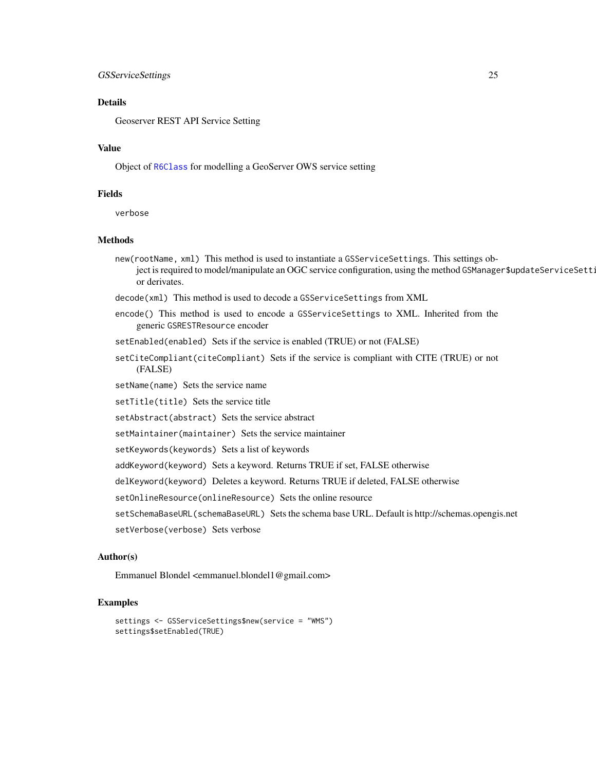### Details

Geoserver REST API Service Setting

### Value

Object of `R6Class` for modelling a GeoServer OWS service setting

### Fields

`verbose`

### Methods

`new(rootName, xml)` This method is used to instantiate a `GSServiceSettings`. This settings object is required to model/manipulate an OGC service configuration, using the method `GSManager$updateServiceSetti` or derivates.

`decode(xml)` This method is used to decode a `GSServiceSettings` from XML

`encode()` This method is used to encode a `GSServiceSettings` to XML. Inherited from the generic `GSRESTResource` encoder

`setEnabled(enabled)` Sets if the service is enabled (TRUE) or not (FALSE)

`setCiteCompliant(citeCompliant)` Sets if the service is compliant with CITE (TRUE) or not (FALSE)

`setName(name)` Sets the service name

`setTitle(title)` Sets the service title

`setAbstract(abstract)` Sets the service abstract

`setMaintainer(maintainer)` Sets the service maintainer

`setKeywords(keywords)` Sets a list of keywords

`addKeyword(keyword)` Sets a keyword. Returns TRUE if set, FALSE otherwise

`delKeyword(keyword)` Deletes a keyword. Returns TRUE if deleted, FALSE otherwise

`setOnlineResource(onlineResource)` Sets the online resource

`setSchemaBaseURL(schemaBaseURL)` Sets the schema base URL. Default is http://schemas.opengis.net

`setVerbose(verbose)` Sets verbose

### Author(s)

Emmanuel Blondel <emmanuel.blondel1@gmail.com>

### Examples

```
settings <- GSServiceSettings$new(service = "WMS")
settings$setEnabled(TRUE)
```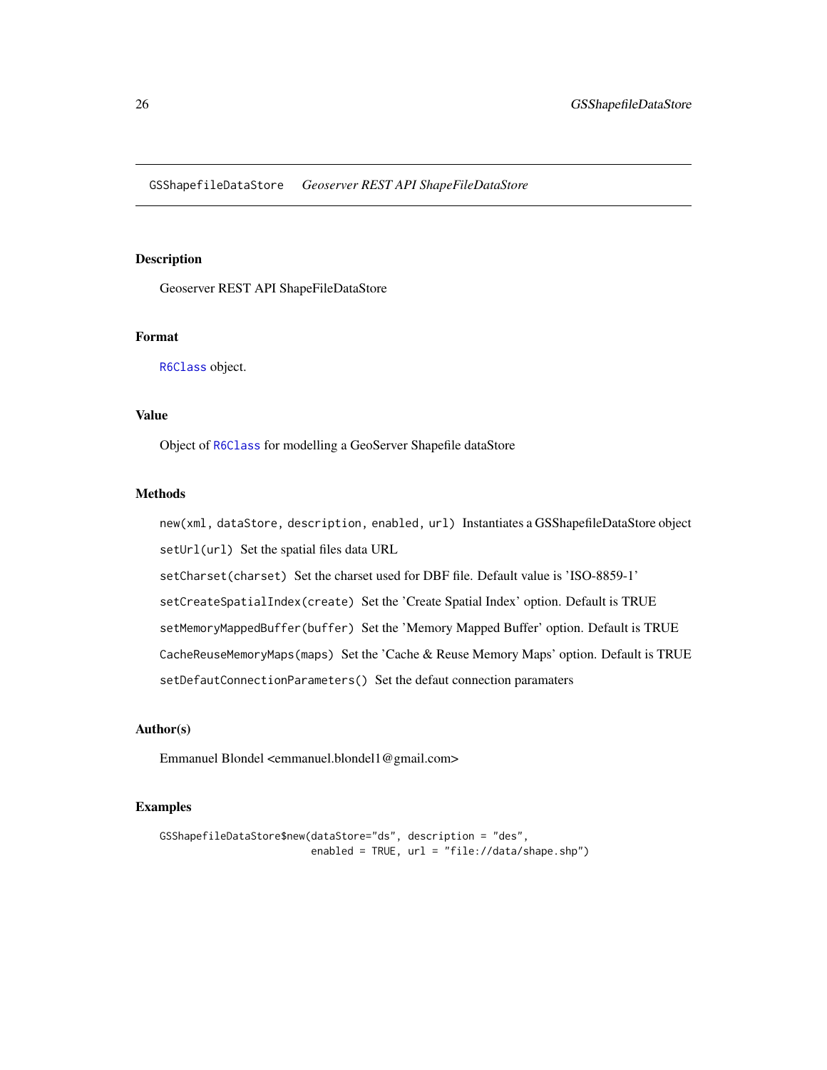GSShapefileDataStore    *Geoserver REST API ShapeFileDataStore*

## Description

Geoserver REST API ShapeFileDataStore

## Format

R6Class object.

## Value

Object of R6Class for modelling a GeoServer Shapefile dataStore

## Methods

`new(xml, dataStore, description, enabled, url)` Instantiates a GSShapefileDataStore object

`setUrl(url)` Set the spatial files data URL

`setCharset(charset)` Set the charset used for DBF file. Default value is 'ISO-8859-1'

`setCreateSpatialIndex(create)` Set the 'Create Spatial Index' option. Default is TRUE

`setMemoryMappedBuffer(buffer)` Set the 'Memory Mapped Buffer' option. Default is TRUE

`CacheReuseMemoryMaps(maps)` Set the 'Cache & Reuse Memory Maps' option. Default is TRUE

`setDefautConnectionParameters()` Set the defaut connection paramaters

## Author(s)

Emmanuel Blondel <emmanuel.blondel1@gmail.com>

## Examples

```
GSShapefileDataStore$new(dataStore="ds", description = "des",
                         enabled = TRUE, url = "file://data/shape.shp")
```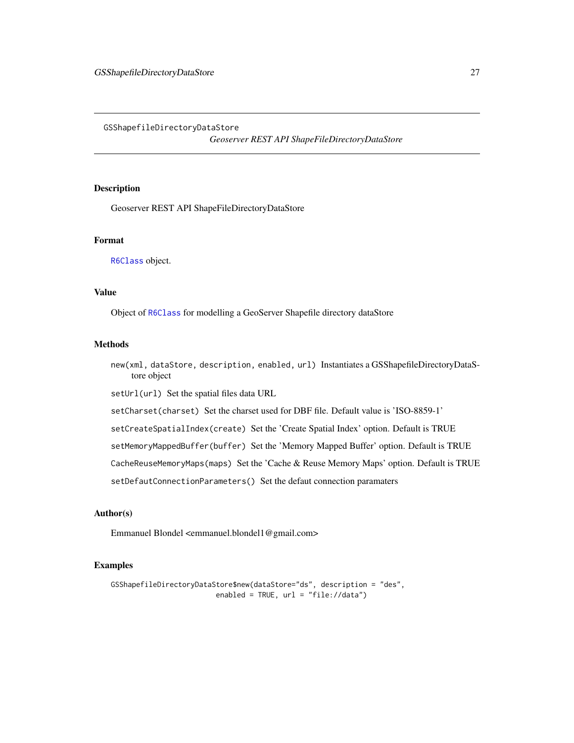# GSShapefileDirectoryDataStore

*Geoserver REST API ShapeFileDirectoryDataStore*

## Description

Geoserver REST API ShapeFileDirectoryDataStore

## Format

`R6Class` object.

## Value

Object of `R6Class` for modelling a GeoServer Shapefile directory dataStore

## Methods

- `new(xml, dataStore, description, enabled, url)` Instantiates a GSShapefileDirectoryDataStore object
- `setUrl(url)` Set the spatial files data URL
- `setCharset(charset)` Set the charset used for DBF file. Default value is 'ISO-8859-1'
- `setCreateSpatialIndex(create)` Set the 'Create Spatial Index' option. Default is TRUE
- `setMemoryMappedBuffer(buffer)` Set the 'Memory Mapped Buffer' option. Default is TRUE
- `CacheReuseMemoryMaps(maps)` Set the 'Cache & Reuse Memory Maps' option. Default is TRUE
- `setDefautConnectionParameters()` Set the defaut connection paramaters

## Author(s)

Emmanuel Blondel <emmanuel.blondel1@gmail.com>

## Examples

```
GSShapefileDirectoryDataStore$new(dataStore="ds", description = "des",
                        enabled = TRUE, url = "file://data")
```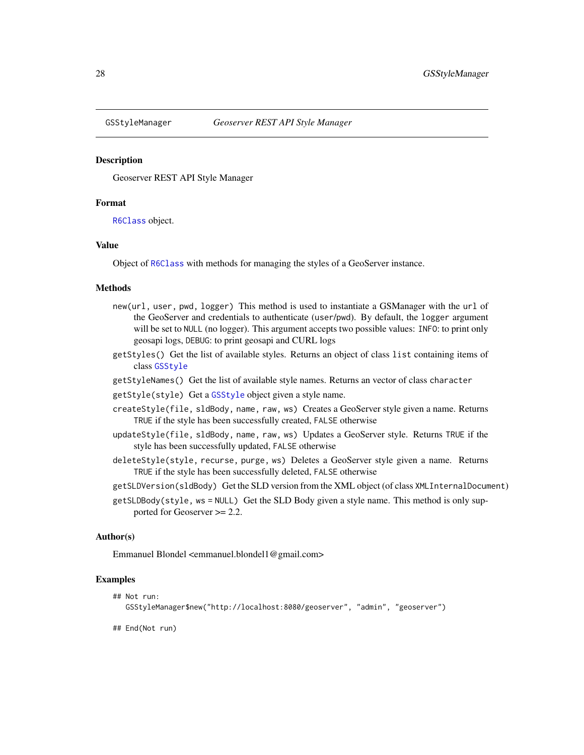# GSStyleManager — *Geoserver REST API Style Manager*

## Description

Geoserver REST API Style Manager

## Format

R6Class object.

## Value

Object of R6Class with methods for managing the styles of a GeoServer instance.

## Methods

- `new(url, user, pwd, logger)` This method is used to instantiate a GSManager with the `url` of the GeoServer and credentials to authenticate (`user`/`pwd`). By default, the `logger` argument will be set to `NULL` (no logger). This argument accepts two possible values: `INFO`: to print only geosapi logs, `DEBUG`: to print geosapi and CURL logs
- `getStyles()` Get the list of available styles. Returns an object of class `list` containing items of class GSStyle
- `getStyleNames()` Get the list of available style names. Returns an vector of class `character`
- `getStyle(style)` Get a GSStyle object given a style name.
- `createStyle(file, sldBody, name, raw, ws)` Creates a GeoServer style given a name. Returns `TRUE` if the style has been successfully created, `FALSE` otherwise
- `updateStyle(file, sldBody, name, raw, ws)` Updates a GeoServer style. Returns `TRUE` if the style has been successfully updated, `FALSE` otherwise
- `deleteStyle(style, recurse, purge, ws)` Deletes a GeoServer style given a name. Returns `TRUE` if the style has been successfully deleted, `FALSE` otherwise
- `getSLDVersion(sldBody)` Get the SLD version from the XML object (of class `XMLInternalDocument`)
- `getSLDBody(style, ws = NULL)` Get the SLD Body given a style name. This method is only supported for Geoserver >= 2.2.

## Author(s)

Emmanuel Blondel <emmanuel.blondel1@gmail.com>

## Examples

```
## Not run:
   GSStyleManager$new("http://localhost:8080/geoserver", "admin", "geoserver")

## End(Not run)
```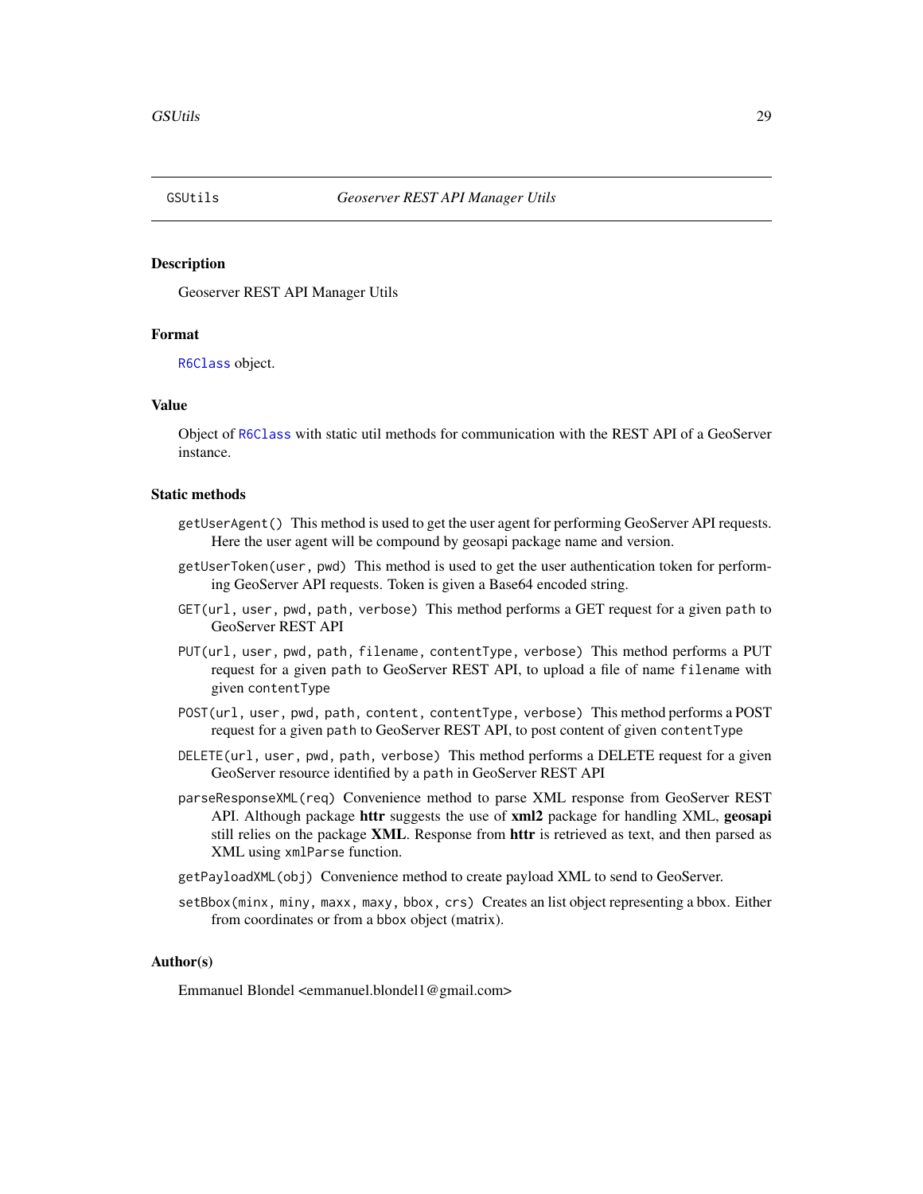GSUtils *Geoserver REST API Manager Utils*

### Description

Geoserver REST API Manager Utils

### Format

`R6Class` object.

### Value

Object of `R6Class` with static util methods for communication with the REST API of a GeoServer instance.

### Static methods

`getUserAgent()` This method is used to get the user agent for performing GeoServer API requests. Here the user agent will be compound by geosapi package name and version.

`getUserToken(user, pwd)` This method is used to get the user authentication token for performing GeoServer API requests. Token is given a Base64 encoded string.

`GET(url, user, pwd, path, verbose)` This method performs a GET request for a given `path` to GeoServer REST API

`PUT(url, user, pwd, path, filename, contentType, verbose)` This method performs a PUT request for a given `path` to GeoServer REST API, to upload a file of name `filename` with given `contentType`

`POST(url, user, pwd, path, content, contentType, verbose)` This method performs a POST request for a given `path` to GeoServer REST API, to post content of given `contentType`

`DELETE(url, user, pwd, path, verbose)` This method performs a DELETE request for a given GeoServer resource identified by a `path` in GeoServer REST API

`parseResponseXML(req)` Convenience method to parse XML response from GeoServer REST API. Although package **httr** suggests the use of **xml2** package for handling XML, **geosapi** still relies on the package **XML**. Response from **httr** is retrieved as text, and then parsed as XML using `xmlParse` function.

`getPayloadXML(obj)` Convenience method to create payload XML to send to GeoServer.

`setBbox(minx, miny, maxx, maxy, bbox, crs)` Creates an list object representing a bbox. Either from coordinates or from a `bbox` object (matrix).

### Author(s)

Emmanuel Blondel <emmanuel.blondel1@gmail.com>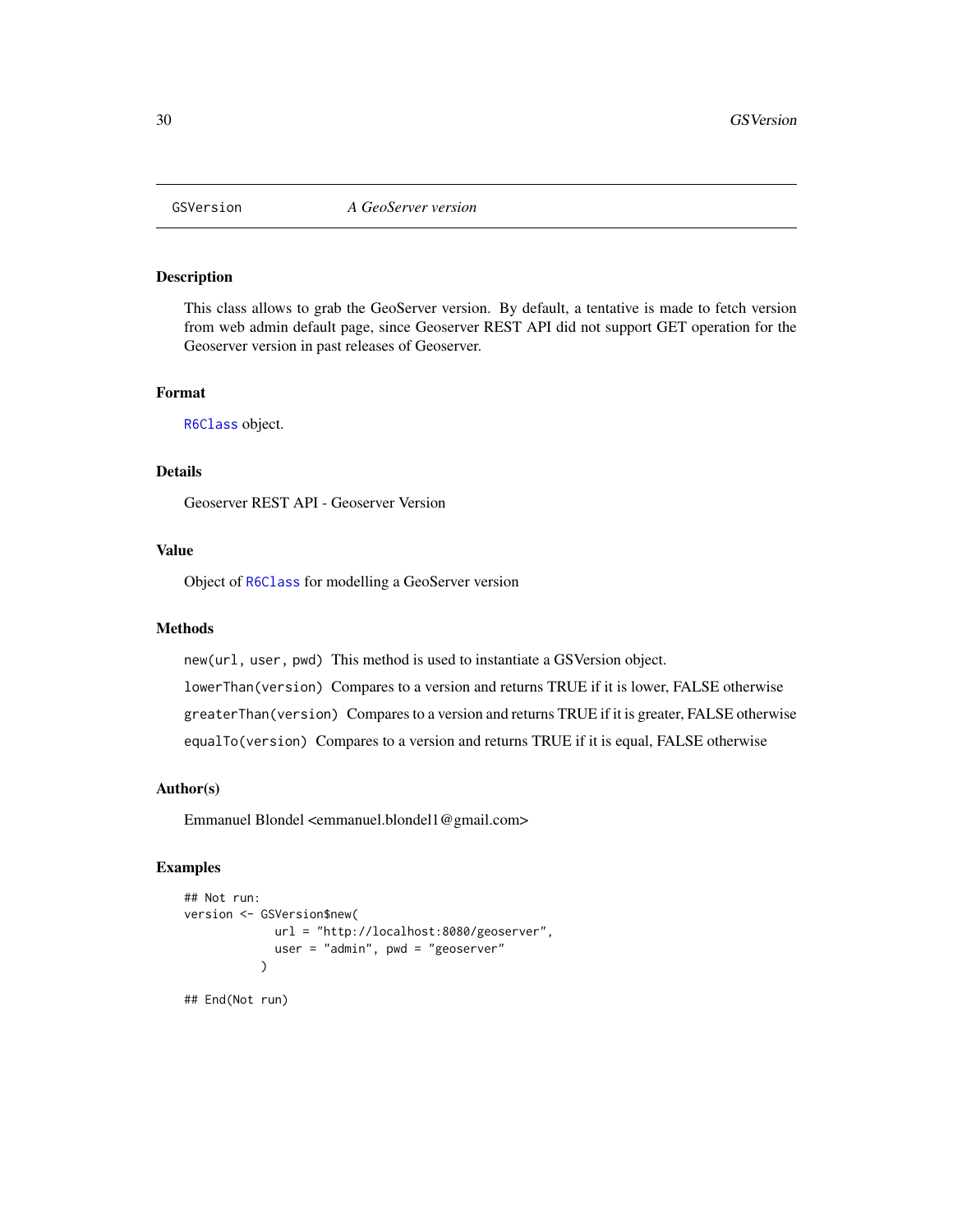# GSVersion *A GeoServer version*

## Description

This class allows to grab the GeoServer version. By default, a tentative is made to fetch version from web admin default page, since Geoserver REST API did not support GET operation for the Geoserver version in past releases of Geoserver.

## Format

`R6Class` object.

## Details

Geoserver REST API - Geoserver Version

## Value

Object of `R6Class` for modelling a GeoServer version

## Methods

`new(url, user, pwd)` This method is used to instantiate a GSVersion object.

`lowerThan(version)` Compares to a version and returns TRUE if it is lower, FALSE otherwise

`greaterThan(version)` Compares to a version and returns TRUE if it is greater, FALSE otherwise

`equalTo(version)` Compares to a version and returns TRUE if it is equal, FALSE otherwise

## Author(s)

Emmanuel Blondel <emmanuel.blondel1@gmail.com>

## Examples

```
## Not run:
version <- GSVersion$new(
             url = "http://localhost:8080/geoserver",
             user = "admin", pwd = "geoserver"
           )

## End(Not run)
```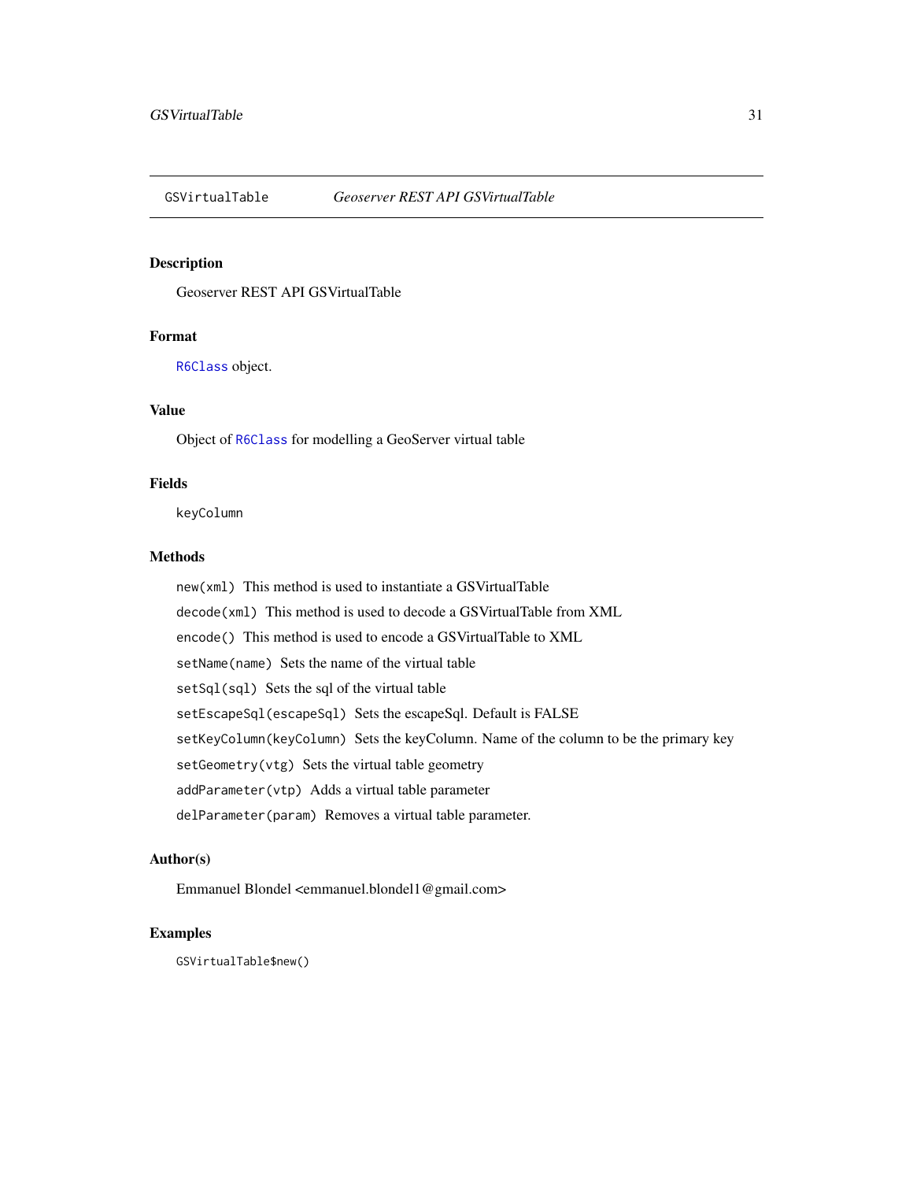# GSVirtualTable *Geoserver REST API GSVirtualTable*

## Description

Geoserver REST API GSVirtualTable

## Format

`R6Class` object.

## Value

Object of `R6Class` for modelling a GeoServer virtual table

## Fields

`keyColumn`

## Methods

`new(xml)` This method is used to instantiate a GSVirtualTable

`decode(xml)` This method is used to decode a GSVirtualTable from XML

`encode()` This method is used to encode a GSVirtualTable to XML

`setName(name)` Sets the name of the virtual table

`setSql(sql)` Sets the sql of the virtual table

`setEscapeSql(escapeSql)` Sets the escapeSql. Default is FALSE

`setKeyColumn(keyColumn)` Sets the keyColumn. Name of the column to be the primary key

`setGeometry(vtg)` Sets the virtual table geometry

`addParameter(vtp)` Adds a virtual table parameter

`delParameter(param)` Removes a virtual table parameter.

## Author(s)

Emmanuel Blondel <emmanuel.blondel1@gmail.com>

## Examples

```
GSVirtualTable$new()
```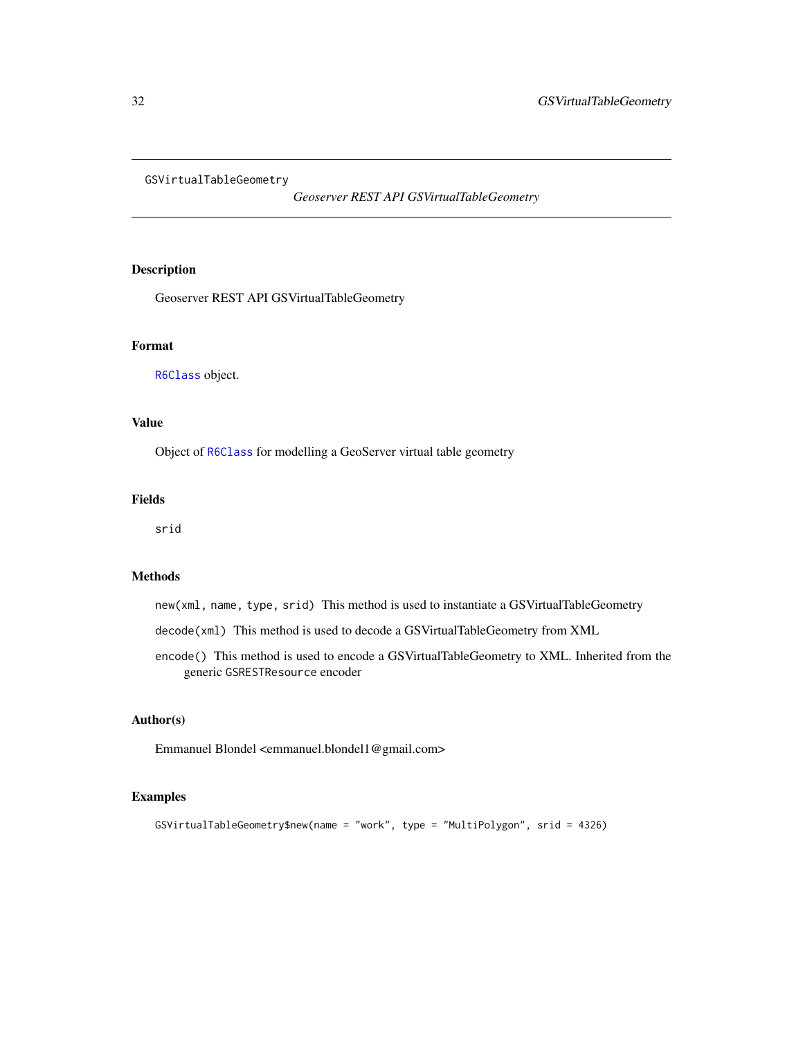GSVirtualTableGeometry

*Geoserver REST API GSVirtualTableGeometry*

## Description

Geoserver REST API GSVirtualTableGeometry

## Format

`R6Class` object.

## Value

Object of `R6Class` for modelling a GeoServer virtual table geometry

## Fields

`srid`

## Methods

`new(xml, name, type, srid)` This method is used to instantiate a GSVirtualTableGeometry

`decode(xml)` This method is used to decode a GSVirtualTableGeometry from XML

`encode()` This method is used to encode a GSVirtualTableGeometry to XML. Inherited from the generic `GSRESTResource` encoder

## Author(s)

Emmanuel Blondel <emmanuel.blondel1@gmail.com>

## Examples

```
GSVirtualTableGeometry$new(name = "work", type = "MultiPolygon", srid = 4326)
```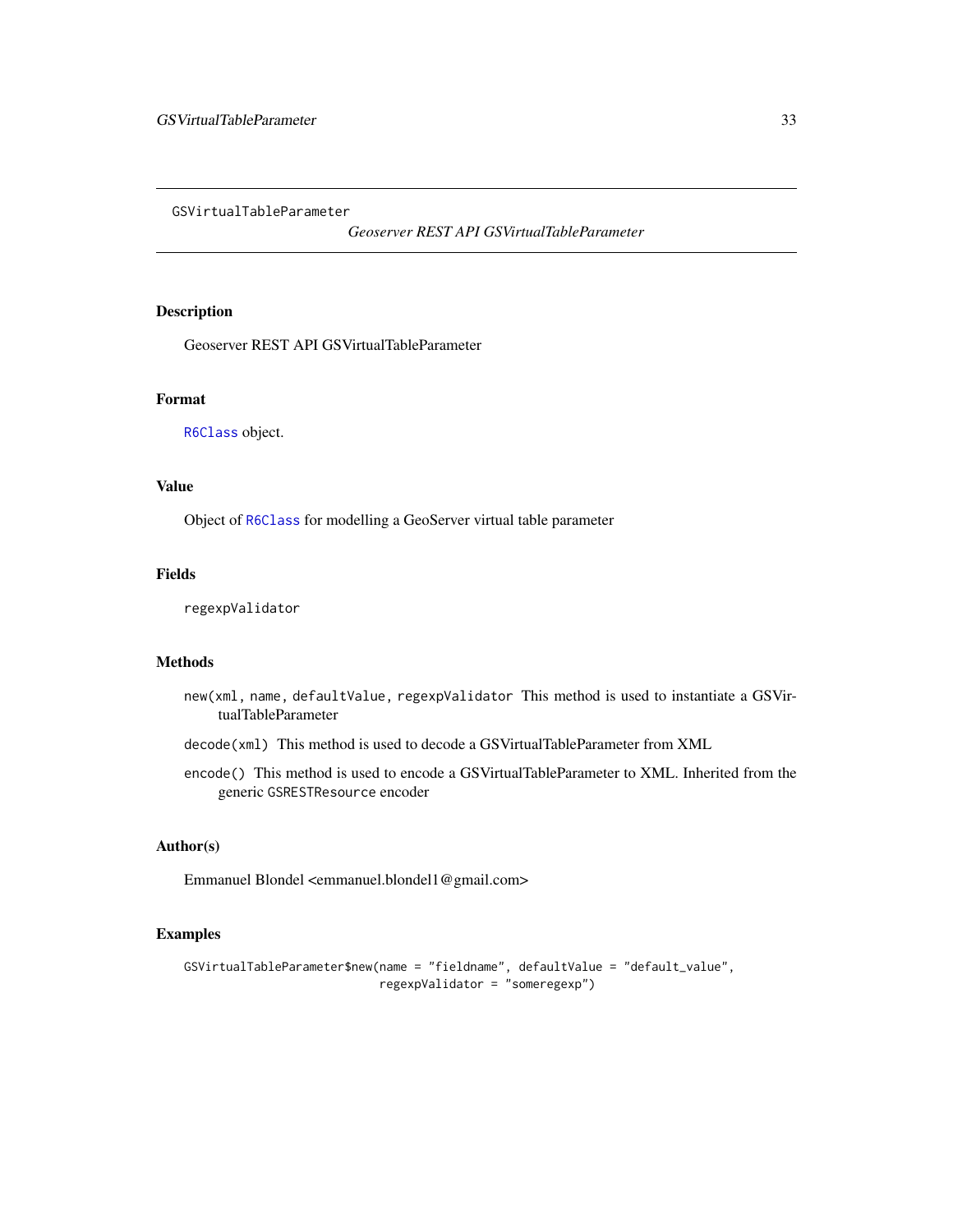GSVirtualTableParameter

*Geoserver REST API GSVirtualTableParameter*

## Description

Geoserver REST API GSVirtualTableParameter

## Format

R6Class object.

## Value

Object of R6Class for modelling a GeoServer virtual table parameter

## Fields

`regexpValidator`

## Methods

`new(xml, name, defaultValue, regexpValidator` This method is used to instantiate a GSVirtualTableParameter

`decode(xml)` This method is used to decode a GSVirtualTableParameter from XML

`encode()` This method is used to encode a GSVirtualTableParameter to XML. Inherited from the generic `GSRESTResource` encoder

## Author(s)

Emmanuel Blondel <emmanuel.blondel1@gmail.com>

## Examples

```
GSVirtualTableParameter$new(name = "fieldname", defaultValue = "default_value",
                            regexpValidator = "someregexp")
```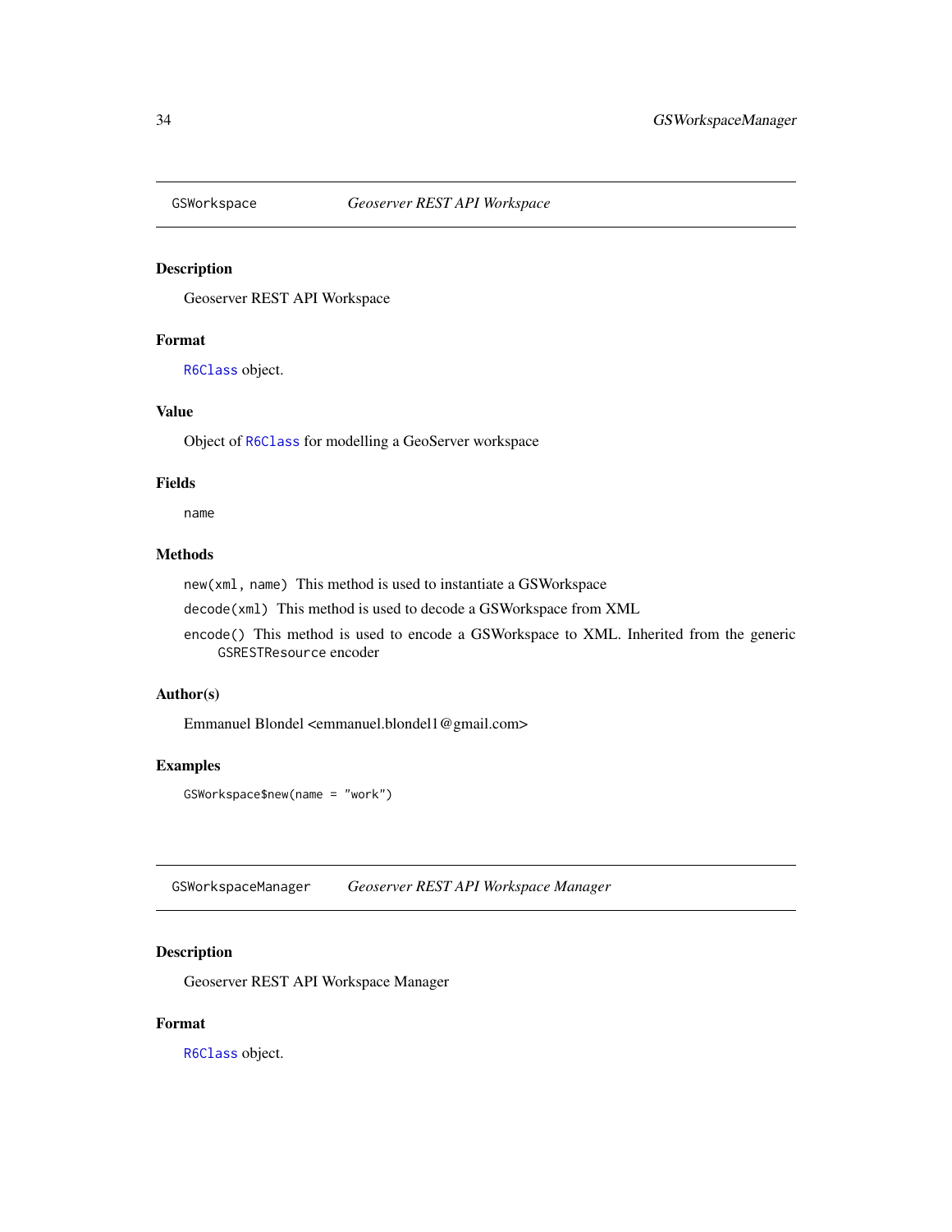## GSWorkspace — *Geoserver REST API Workspace*

### Description

Geoserver REST API Workspace

### Format

`R6Class` object.

### Value

Object of `R6Class` for modelling a GeoServer workspace

### Fields

`name`

### Methods

`new(xml, name)` This method is used to instantiate a GSWorkspace

`decode(xml)` This method is used to decode a GSWorkspace from XML

`encode()` This method is used to encode a GSWorkspace to XML. Inherited from the generic `GSRESTResource` encoder

### Author(s)

Emmanuel Blondel <emmanuel.blondel1@gmail.com>

### Examples

```
GSWorkspace$new(name = "work")
```

## GSWorkspaceManager — *Geoserver REST API Workspace Manager*

### Description

Geoserver REST API Workspace Manager

### Format

`R6Class` object.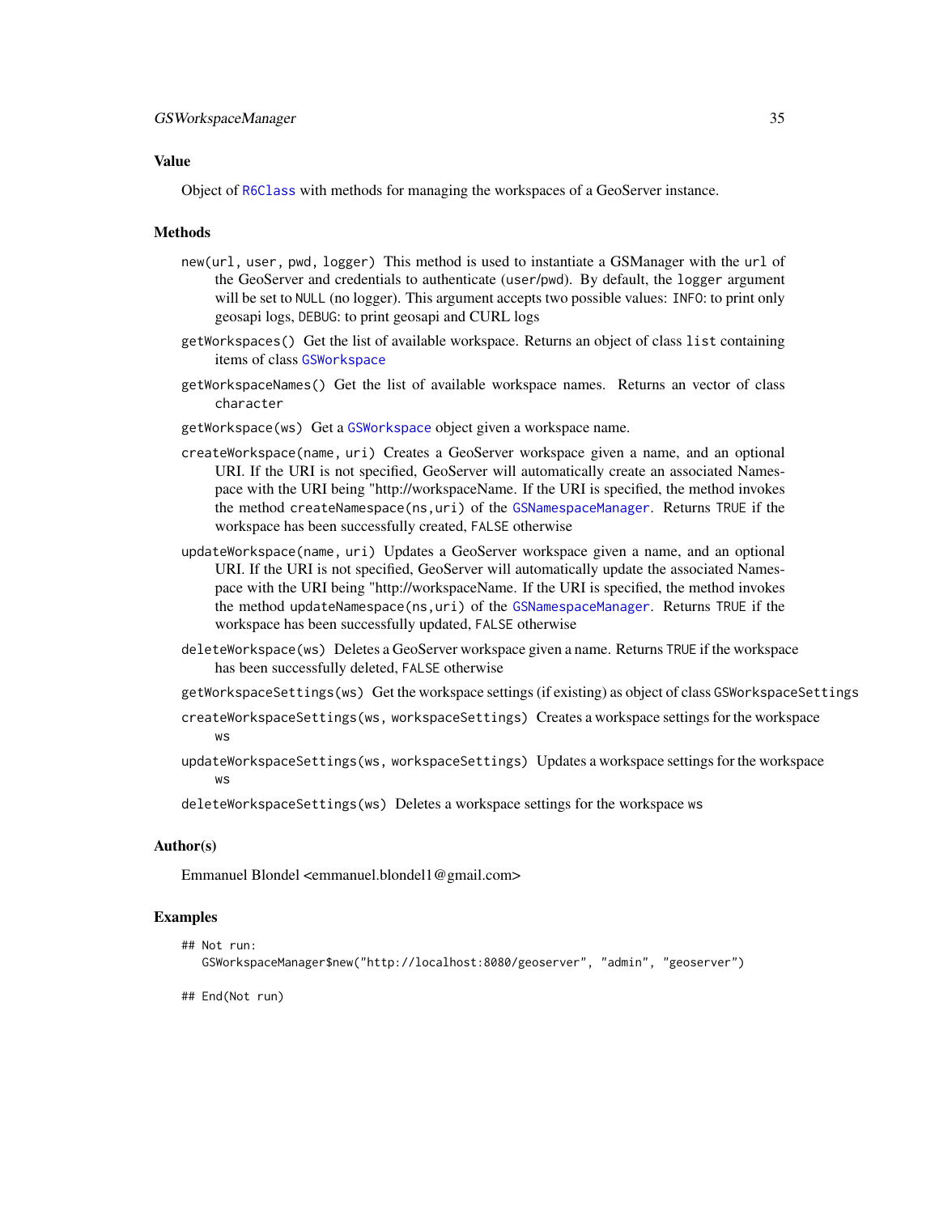## Value

Object of `R6Class` with methods for managing the workspaces of a GeoServer instance.

## Methods

`new(url, user, pwd, logger)` This method is used to instantiate a GSManager with the `url` of the GeoServer and credentials to authenticate (`user`/`pwd`). By default, the `logger` argument will be set to `NULL` (no logger). This argument accepts two possible values: `INFO`: to print only geosapi logs, `DEBUG`: to print geosapi and CURL logs

`getWorkspaces()` Get the list of available workspace. Returns an object of class `list` containing items of class `GSWorkspace`

`getWorkspaceNames()` Get the list of available workspace names. Returns an vector of class `character`

`getWorkspace(ws)` Get a `GSWorkspace` object given a workspace name.

`createWorkspace(name, uri)` Creates a GeoServer workspace given a name, and an optional URI. If the URI is not specified, GeoServer will automatically create an associated Namespace with the URI being "http://workspaceName. If the URI is specified, the method invokes the method `createNamespace(ns,uri)` of the `GSNamespaceManager`. Returns `TRUE` if the workspace has been successfully created, `FALSE` otherwise

`updateWorkspace(name, uri)` Updates a GeoServer workspace given a name, and an optional URI. If the URI is not specified, GeoServer will automatically update the associated Namespace with the URI being "http://workspaceName. If the URI is specified, the method invokes the method `updateNamespace(ns,uri)` of the `GSNamespaceManager`. Returns `TRUE` if the workspace has been successfully updated, `FALSE` otherwise

`deleteWorkspace(ws)` Deletes a GeoServer workspace given a name. Returns `TRUE` if the workspace has been successfully deleted, `FALSE` otherwise

`getWorkspaceSettings(ws)` Get the workspace settings (if existing) as object of class `GSWorkspaceSettings`

`createWorkspaceSettings(ws, workspaceSettings)` Creates a workspace settings for the workspace `ws`

`updateWorkspaceSettings(ws, workspaceSettings)` Updates a workspace settings for the workspace `ws`

`deleteWorkspaceSettings(ws)` Deletes a workspace settings for the workspace `ws`

## Author(s)

Emmanuel Blondel <emmanuel.blondel1@gmail.com>

## Examples

```
## Not run:
   GSWorkspaceManager$new("http://localhost:8080/geoserver", "admin", "geoserver")

## End(Not run)
```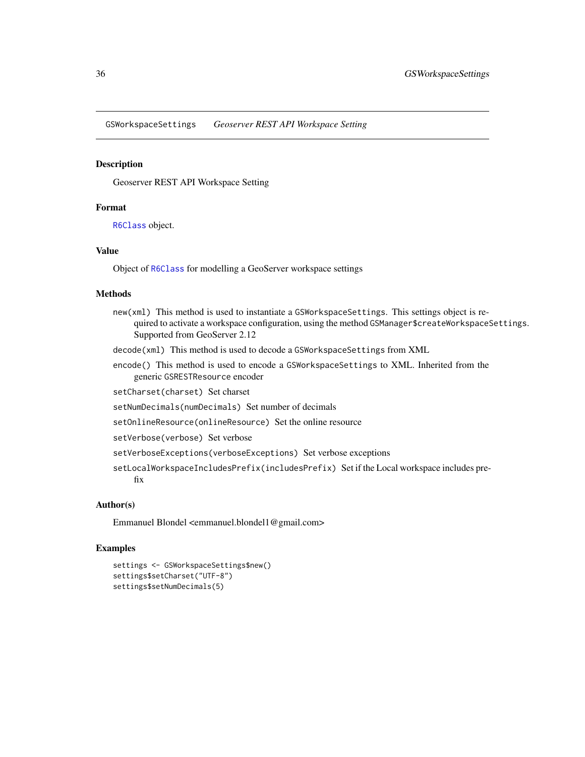GSWorkspaceSettings *Geoserver REST API Workspace Setting*

### Description

Geoserver REST API Workspace Setting

### Format

`R6Class` object.

### Value

Object of `R6Class` for modelling a GeoServer workspace settings

### Methods

`new(xml)` This method is used to instantiate a `GSWorkspaceSettings`. This settings object is required to activate a workspace configuration, using the method `GSManager$createWorkspaceSettings`. Supported from GeoServer 2.12

`decode(xml)` This method is used to decode a `GSWorkspaceSettings` from XML

`encode()` This method is used to encode a `GSWorkspaceSettings` to XML. Inherited from the generic `GSRESTResource` encoder

`setCharset(charset)` Set charset

`setNumDecimals(numDecimals)` Set number of decimals

`setOnlineResource(onlineResource)` Set the online resource

`setVerbose(verbose)` Set verbose

`setVerboseExceptions(verboseExceptions)` Set verbose exceptions

`setLocalWorkspaceIncludesPrefix(includesPrefix)` Set if the Local workspace includes prefix

### Author(s)

Emmanuel Blondel <emmanuel.blondel1@gmail.com>

### Examples

```
settings <- GSWorkspaceSettings$new()
settings$setCharset("UTF-8")
settings$setNumDecimals(5)
```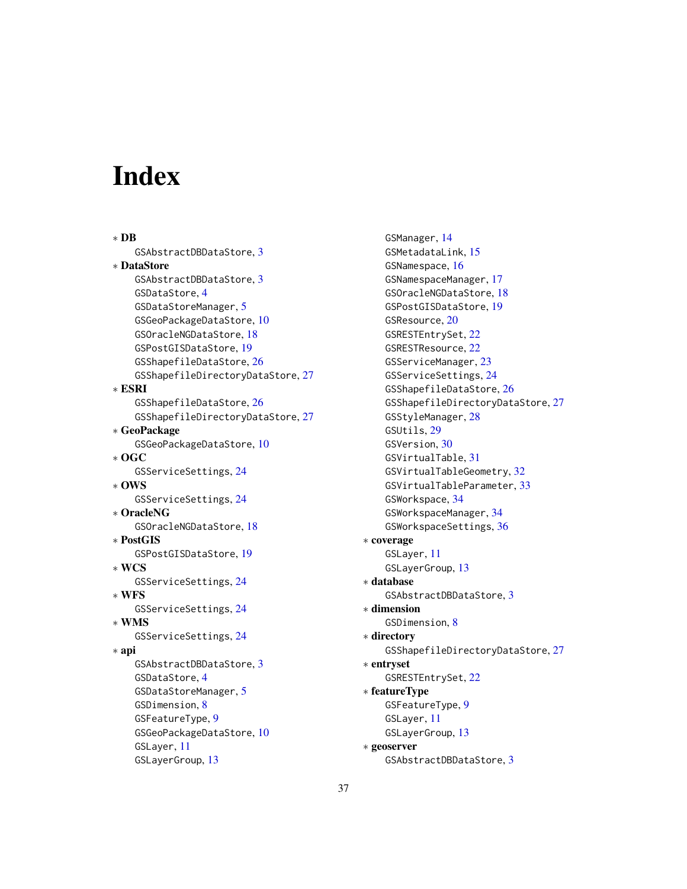# Index

∗ **DB**
  GSAbstractDBDataStore, 3

∗ **DataStore**
  GSAbstractDBDataStore, 3
  GSDataStore, 4
  GSDataStoreManager, 5
  GSGeoPackageDataStore, 10
  GSOracleNGDataStore, 18
  GSPostGISDataStore, 19
  GSShapefileDataStore, 26
  GSShapefileDirectoryDataStore, 27

∗ **ESRI**
  GSShapefileDataStore, 26
  GSShapefileDirectoryDataStore, 27

∗ **GeoPackage**
  GSGeoPackageDataStore, 10

∗ **OGC**
  GSServiceSettings, 24

∗ **OWS**
  GSServiceSettings, 24

∗ **OracleNG**
  GSOracleNGDataStore, 18

∗ **PostGIS**
  GSPostGISDataStore, 19

∗ **WCS**
  GSServiceSettings, 24

∗ **WFS**
  GSServiceSettings, 24

∗ **WMS**
  GSServiceSettings, 24

∗ **api**
  GSAbstractDBDataStore, 3
  GSDataStore, 4
  GSDataStoreManager, 5
  GSDimension, 8
  GSFeatureType, 9
  GSGeoPackageDataStore, 10
  GSLayer, 11
  GSLayerGroup, 13
  GSManager, 14
  GSMetadataLink, 15
  GSNamespace, 16
  GSNamespaceManager, 17
  GSOracleNGDataStore, 18
  GSPostGISDataStore, 19
  GSResource, 20
  GSRESTEntrySet, 22
  GSRESTResource, 22
  GSServiceManager, 23
  GSServiceSettings, 24
  GSShapefileDataStore, 26
  GSShapefileDirectoryDataStore, 27
  GSStyleManager, 28
  GSUtils, 29
  GSVersion, 30
  GSVirtualTable, 31
  GSVirtualTableGeometry, 32
  GSVirtualTableParameter, 33
  GSWorkspace, 34
  GSWorkspaceManager, 34
  GSWorkspaceSettings, 36

∗ **coverage**
  GSLayer, 11
  GSLayerGroup, 13

∗ **database**
  GSAbstractDBDataStore, 3

∗ **dimension**
  GSDimension, 8

∗ **directory**
  GSShapefileDirectoryDataStore, 27

∗ **entryset**
  GSRESTEntrySet, 22

∗ **featureType**
  GSFeatureType, 9
  GSLayer, 11
  GSLayerGroup, 13

∗ **geoserver**
  GSAbstractDBDataStore, 3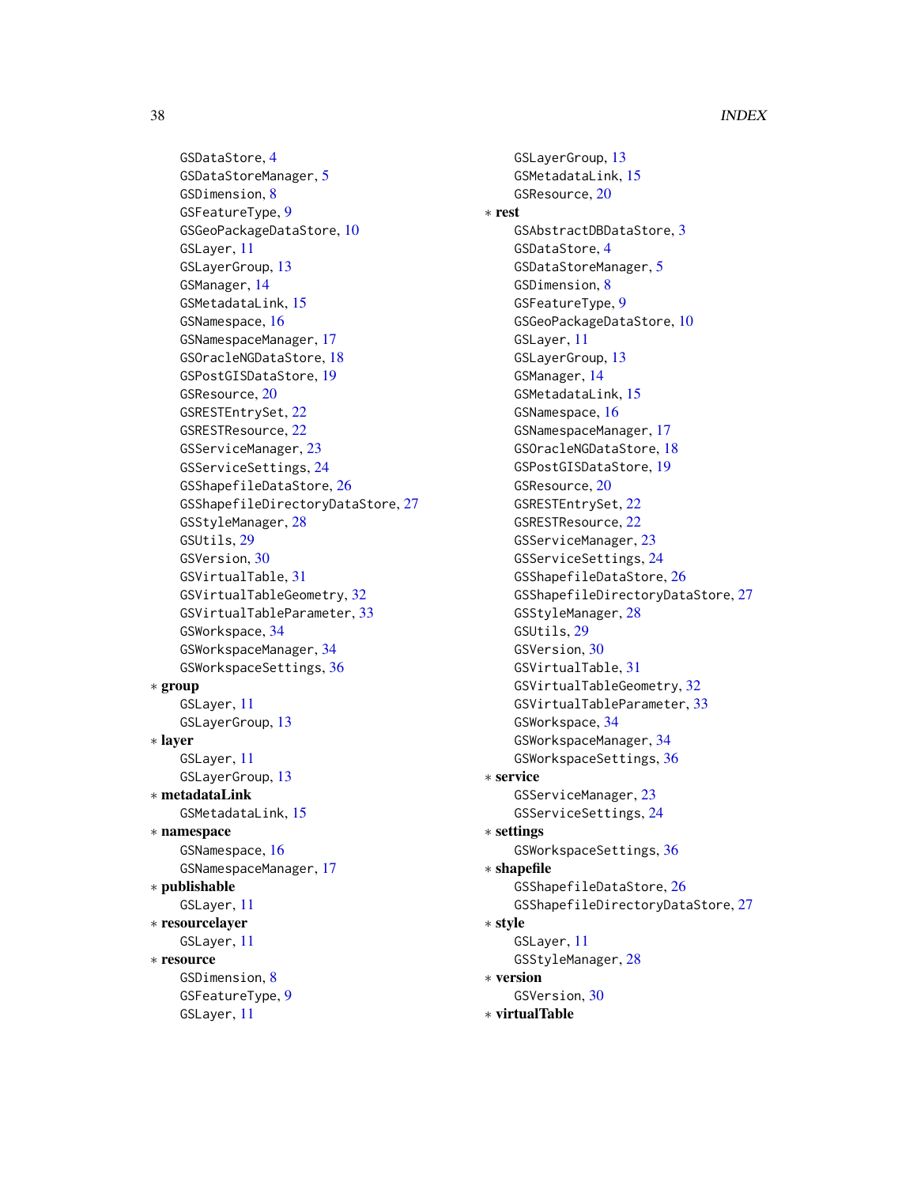GSDataStore, 4
GSDataStoreManager, 5
GSDimension, 8
GSFeatureType, 9
GSGeoPackageDataStore, 10
GSLayer, 11
GSLayerGroup, 13
GSManager, 14
GSMetadataLink, 15
GSNamespace, 16
GSNamespaceManager, 17
GSOracleNGDataStore, 18
GSPostGISDataStore, 19
GSResource, 20
GSRESTEntrySet, 22
GSRESTResource, 22
GSServiceManager, 23
GSServiceSettings, 24
GSShapefileDataStore, 26
GSShapefileDirectoryDataStore, 27
GSStyleManager, 28
GSUtils, 29
GSVersion, 30
GSVirtualTable, 31
GSVirtualTableGeometry, 32
GSVirtualTableParameter, 33
GSWorkspace, 34
GSWorkspaceManager, 34
GSWorkspaceSettings, 36

∗ **group**
GSLayer, 11
GSLayerGroup, 13

∗ **layer**
GSLayer, 11
GSLayerGroup, 13

∗ **metadataLink**
GSMetadataLink, 15

∗ **namespace**
GSNamespace, 16
GSNamespaceManager, 17

∗ **publishable**
GSLayer, 11

∗ **resourcelayer**
GSLayer, 11

∗ **resource**
GSDimension, 8
GSFeatureType, 9
GSLayer, 11
GSLayerGroup, 13
GSMetadataLink, 15
GSResource, 20

∗ **rest**
GSAbstractDBDataStore, 3
GSDataStore, 4
GSDataStoreManager, 5
GSDimension, 8
GSFeatureType, 9
GSGeoPackageDataStore, 10
GSLayer, 11
GSLayerGroup, 13
GSManager, 14
GSMetadataLink, 15
GSNamespace, 16
GSNamespaceManager, 17
GSOracleNGDataStore, 18
GSPostGISDataStore, 19
GSResource, 20
GSRESTEntrySet, 22
GSRESTResource, 22
GSServiceManager, 23
GSServiceSettings, 24
GSShapefileDataStore, 26
GSShapefileDirectoryDataStore, 27
GSStyleManager, 28
GSUtils, 29
GSVersion, 30
GSVirtualTable, 31
GSVirtualTableGeometry, 32
GSVirtualTableParameter, 33
GSWorkspace, 34
GSWorkspaceManager, 34
GSWorkspaceSettings, 36

∗ **service**
GSServiceManager, 23
GSServiceSettings, 24

∗ **settings**
GSWorkspaceSettings, 36

∗ **shapefile**
GSShapefileDataStore, 26
GSShapefileDirectoryDataStore, 27

∗ **style**
GSLayer, 11
GSStyleManager, 28

∗ **version**
GSVersion, 30

∗ **virtualTable**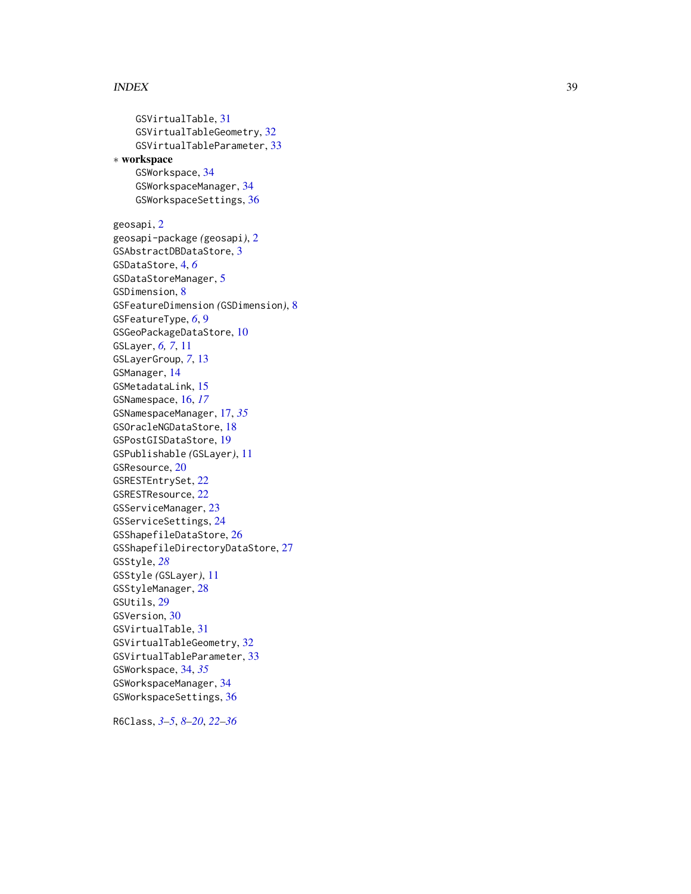GSVirtualTable, 31
GSVirtualTableGeometry, 32
GSVirtualTableParameter, 33

∗ **workspace**

GSWorkspace, 34
GSWorkspaceManager, 34
GSWorkspaceSettings, 36

geosapi, 2
geosapi-package *(*geosapi*)*, 2
GSAbstractDBDataStore, 3
GSDataStore, 4, *6*
GSDataStoreManager, 5
GSDimension, 8
GSFeatureDimension *(*GSDimension*)*, 8
GSFeatureType, *6*, 9
GSGeoPackageDataStore, 10
GSLayer, *6, 7*, 11
GSLayerGroup, *7*, 13
GSManager, 14
GSMetadataLink, 15
GSNamespace, 16, *17*
GSNamespaceManager, 17, *35*
GSOracleNGDataStore, 18
GSPostGISDataStore, 19
GSPublishable *(*GSLayer*)*, 11
GSResource, 20
GSRESTEntrySet, 22
GSRESTResource, 22
GSServiceManager, 23
GSServiceSettings, 24
GSShapefileDataStore, 26
GSShapefileDirectoryDataStore, 27
GSStyle, *28*
GSStyle *(*GSLayer*)*, 11
GSStyleManager, 28
GSUtils, 29
GSVersion, 30
GSVirtualTable, 31
GSVirtualTableGeometry, 32
GSVirtualTableParameter, 33
GSWorkspace, 34, *35*
GSWorkspaceManager, 34
GSWorkspaceSettings, 36

R6Class, *3–5*, *8–20*, *22–36*